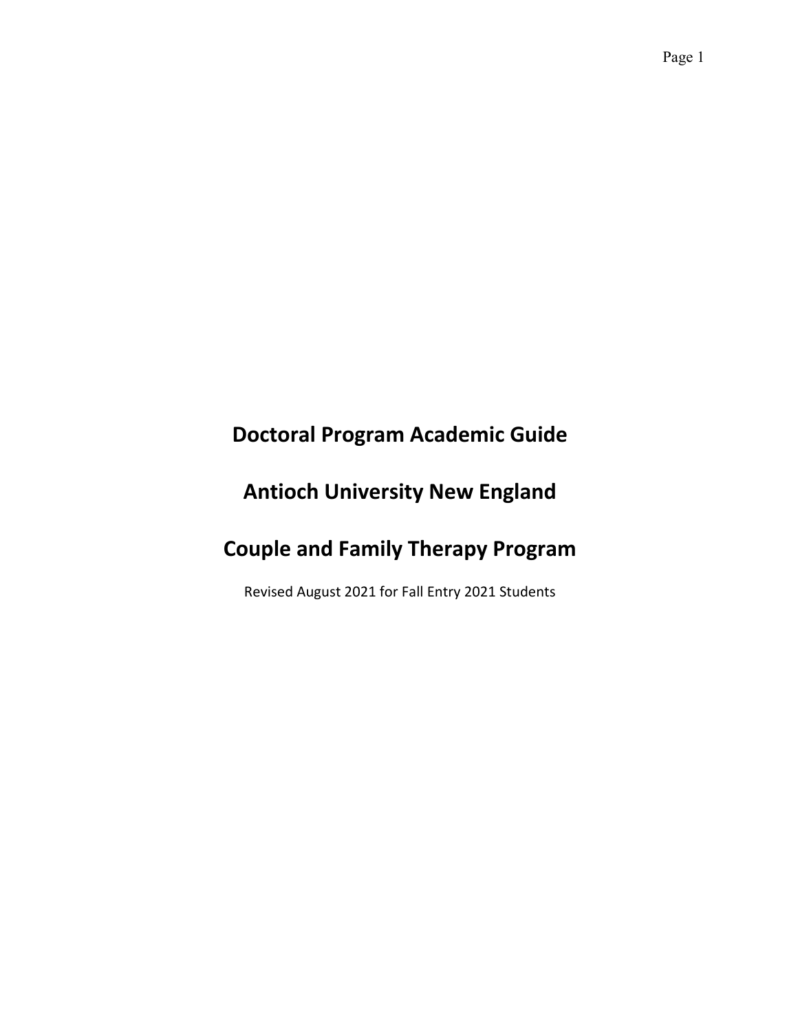# Doctoral Program Academic Guide

# Antioch University New England

# Couple and Family Therapy Program

Revised August 2021 for Fall Entry 2021 Students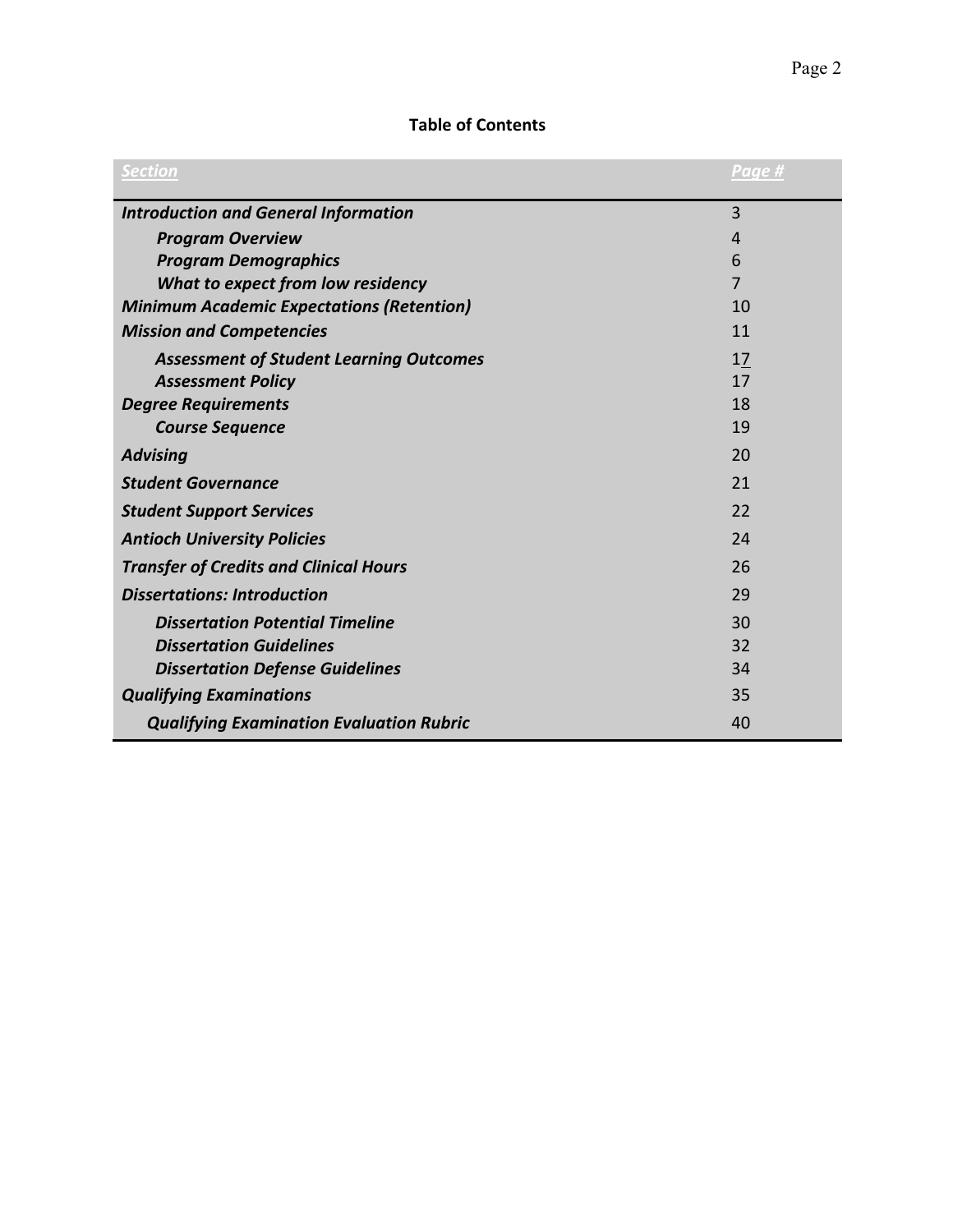**Table of Contents**

| *Section* | *Page #* |
|---|---|
| ***Introduction and General Information*** | 3 |
| ***Program Overview*** | 4 |
| ***Program Demographics*** | 6 |
| ***What to expect from low residency*** | 7 |
| ***Minimum Academic Expectations (Retention)*** | 10 |
| ***Mission and Competencies*** | 11 |
| ***Assessment of Student Learning Outcomes*** | 17 |
| ***Assessment Policy*** | 17 |
| ***Degree Requirements*** | 18 |
| ***Course Sequence*** | 19 |
| ***Advising*** | 20 |
| ***Student Governance*** | 21 |
| ***Student Support Services*** | 22 |
| ***Antioch University Policies*** | 24 |
| ***Transfer of Credits and Clinical Hours*** | 26 |
| ***Dissertations: Introduction*** | 29 |
| ***Dissertation Potential Timeline*** | 30 |
| ***Dissertation Guidelines*** | 32 |
| ***Dissertation Defense Guidelines*** | 34 |
| ***Qualifying Examinations*** | 35 |
| ***Qualifying Examination Evaluation Rubric*** | 40 |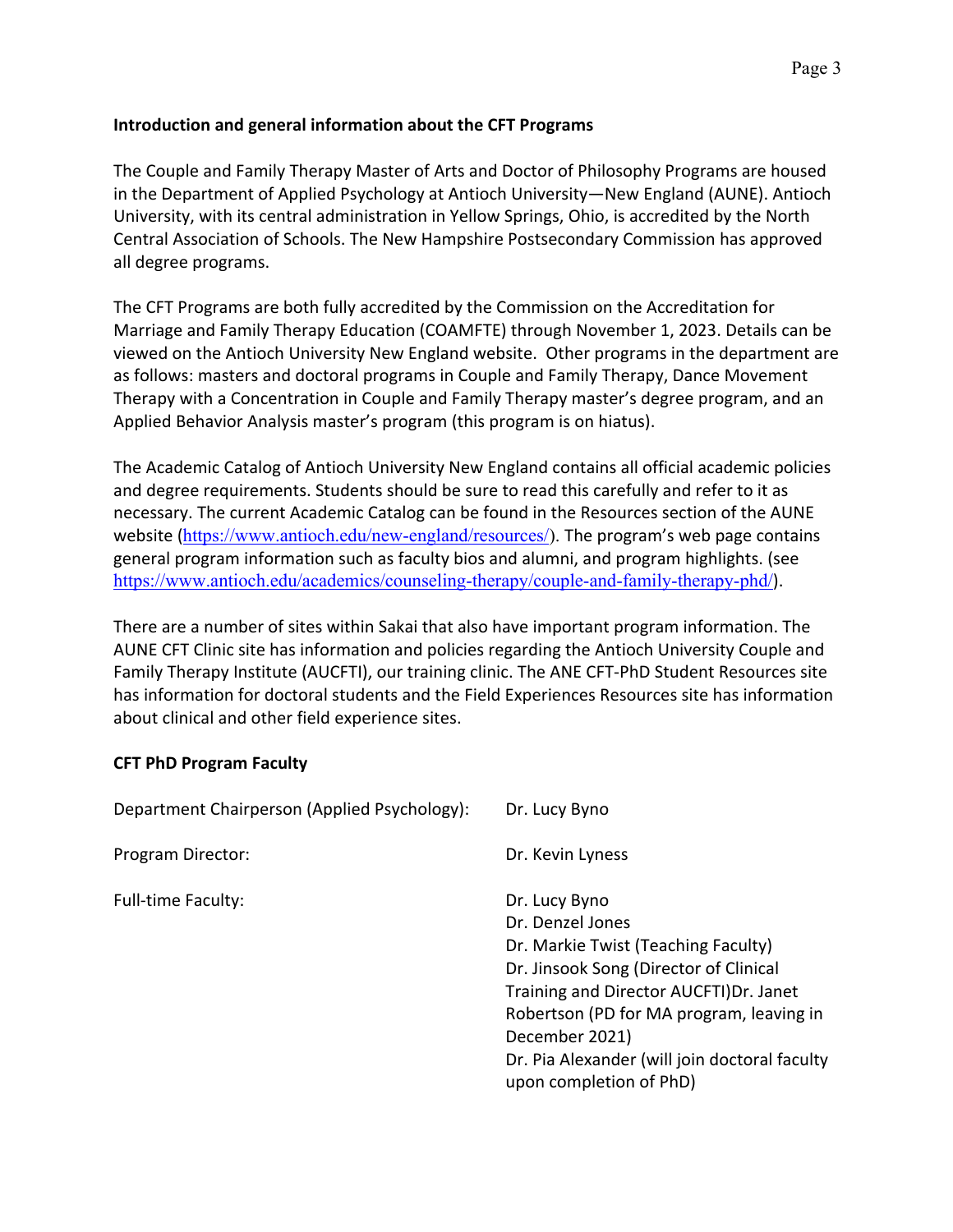**Introduction and general information about the CFT Programs**

The Couple and Family Therapy Master of Arts and Doctor of Philosophy Programs are housed in the Department of Applied Psychology at Antioch University—New England (AUNE). Antioch University, with its central administration in Yellow Springs, Ohio, is accredited by the North Central Association of Schools. The New Hampshire Postsecondary Commission has approved all degree programs.

The CFT Programs are both fully accredited by the Commission on the Accreditation for Marriage and Family Therapy Education (COAMFTE) through November 1, 2023. Details can be viewed on the Antioch University New England website. Other programs in the department are as follows: masters and doctoral programs in Couple and Family Therapy, Dance Movement Therapy with a Concentration in Couple and Family Therapy master's degree program, and an Applied Behavior Analysis master's program (this program is on hiatus).

The Academic Catalog of Antioch University New England contains all official academic policies and degree requirements. Students should be sure to read this carefully and refer to it as necessary. The current Academic Catalog can be found in the Resources section of the AUNE website (https://www.antioch.edu/new-england/resources/). The program's web page contains general program information such as faculty bios and alumni, and program highlights. (see https://www.antioch.edu/academics/counseling-therapy/couple-and-family-therapy-phd/).

There are a number of sites within Sakai that also have important program information. The AUNE CFT Clinic site has information and policies regarding the Antioch University Couple and Family Therapy Institute (AUCFTI), our training clinic. The ANE CFT-PhD Student Resources site has information for doctoral students and the Field Experiences Resources site has information about clinical and other field experience sites.

**CFT PhD Program Faculty**

| | |
|---|---|
| Department Chairperson (Applied Psychology): | Dr. Lucy Byno |
| Program Director: | Dr. Kevin Lyness |
| Full-time Faculty: | Dr. Lucy Byno<br>Dr. Denzel Jones<br>Dr. Markie Twist (Teaching Faculty)<br>Dr. Jinsook Song (Director of Clinical Training and Director AUCFTI)<br>Dr. Janet Robertson (PD for MA program, leaving in December 2021)<br>Dr. Pia Alexander (will join doctoral faculty upon completion of PhD) |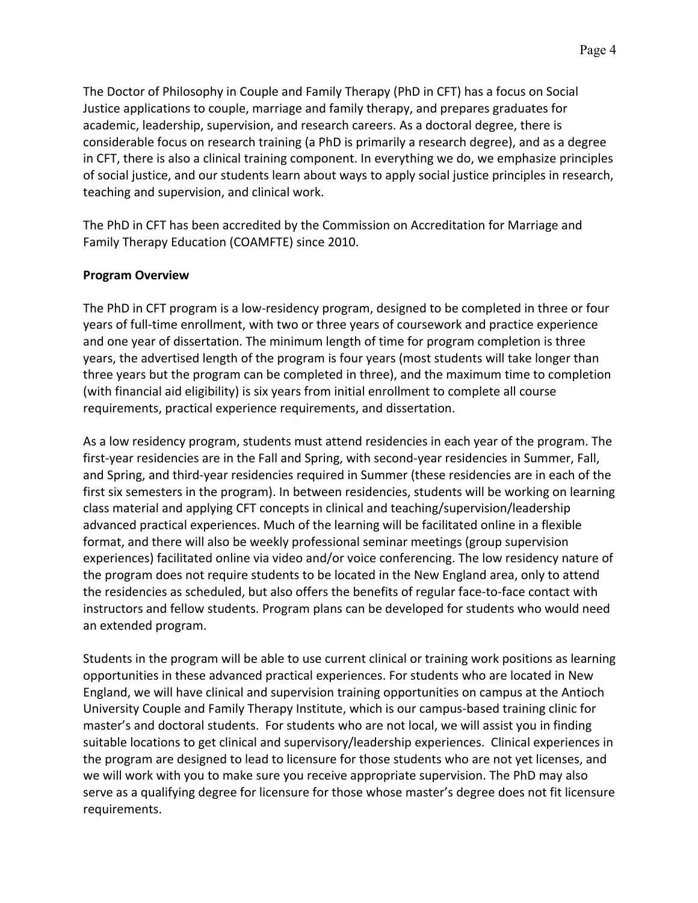The Doctor of Philosophy in Couple and Family Therapy (PhD in CFT) has a focus on Social Justice applications to couple, marriage and family therapy, and prepares graduates for academic, leadership, supervision, and research careers. As a doctoral degree, there is considerable focus on research training (a PhD is primarily a research degree), and as a degree in CFT, there is also a clinical training component. In everything we do, we emphasize principles of social justice, and our students learn about ways to apply social justice principles in research, teaching and supervision, and clinical work.

The PhD in CFT has been accredited by the Commission on Accreditation for Marriage and Family Therapy Education (COAMFTE) since 2010.

**Program Overview**

The PhD in CFT program is a low-residency program, designed to be completed in three or four years of full-time enrollment, with two or three years of coursework and practice experience and one year of dissertation. The minimum length of time for program completion is three years, the advertised length of the program is four years (most students will take longer than three years but the program can be completed in three), and the maximum time to completion (with financial aid eligibility) is six years from initial enrollment to complete all course requirements, practical experience requirements, and dissertation.

As a low residency program, students must attend residencies in each year of the program. The first-year residencies are in the Fall and Spring, with second-year residencies in Summer, Fall, and Spring, and third-year residencies required in Summer (these residencies are in each of the first six semesters in the program). In between residencies, students will be working on learning class material and applying CFT concepts in clinical and teaching/supervision/leadership advanced practical experiences. Much of the learning will be facilitated online in a flexible format, and there will also be weekly professional seminar meetings (group supervision experiences) facilitated online via video and/or voice conferencing. The low residency nature of the program does not require students to be located in the New England area, only to attend the residencies as scheduled, but also offers the benefits of regular face-to-face contact with instructors and fellow students. Program plans can be developed for students who would need an extended program.

Students in the program will be able to use current clinical or training work positions as learning opportunities in these advanced practical experiences. For students who are located in New England, we will have clinical and supervision training opportunities on campus at the Antioch University Couple and Family Therapy Institute, which is our campus-based training clinic for master's and doctoral students. For students who are not local, we will assist you in finding suitable locations to get clinical and supervisory/leadership experiences. Clinical experiences in the program are designed to lead to licensure for those students who are not yet licenses, and we will work with you to make sure you receive appropriate supervision. The PhD may also serve as a qualifying degree for licensure for those whose master's degree does not fit licensure requirements.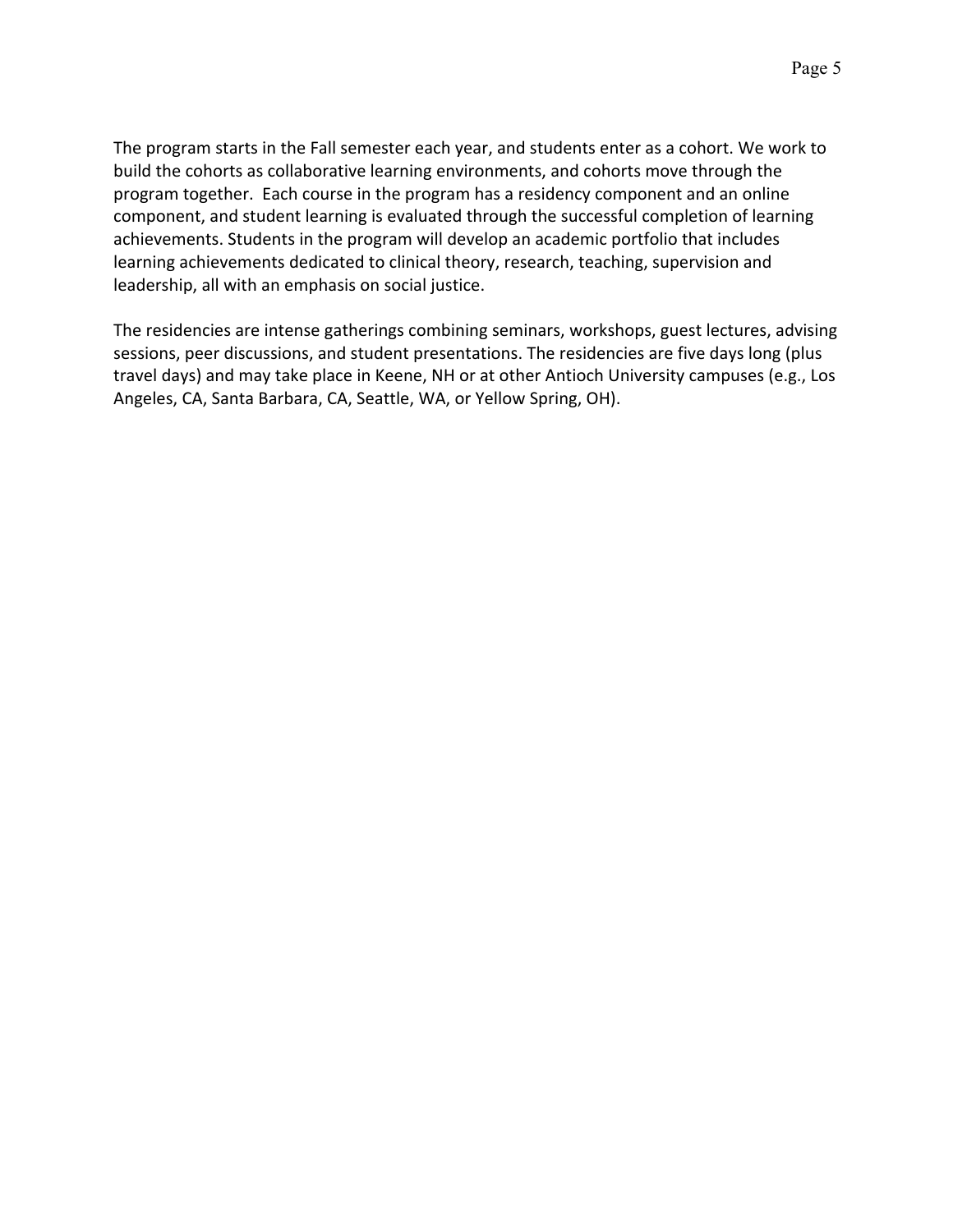The program starts in the Fall semester each year, and students enter as a cohort. We work to build the cohorts as collaborative learning environments, and cohorts move through the program together.  Each course in the program has a residency component and an online component, and student learning is evaluated through the successful completion of learning achievements. Students in the program will develop an academic portfolio that includes learning achievements dedicated to clinical theory, research, teaching, supervision and leadership, all with an emphasis on social justice.

The residencies are intense gatherings combining seminars, workshops, guest lectures, advising sessions, peer discussions, and student presentations. The residencies are five days long (plus travel days) and may take place in Keene, NH or at other Antioch University campuses (e.g., Los Angeles, CA, Santa Barbara, CA, Seattle, WA, or Yellow Spring, OH).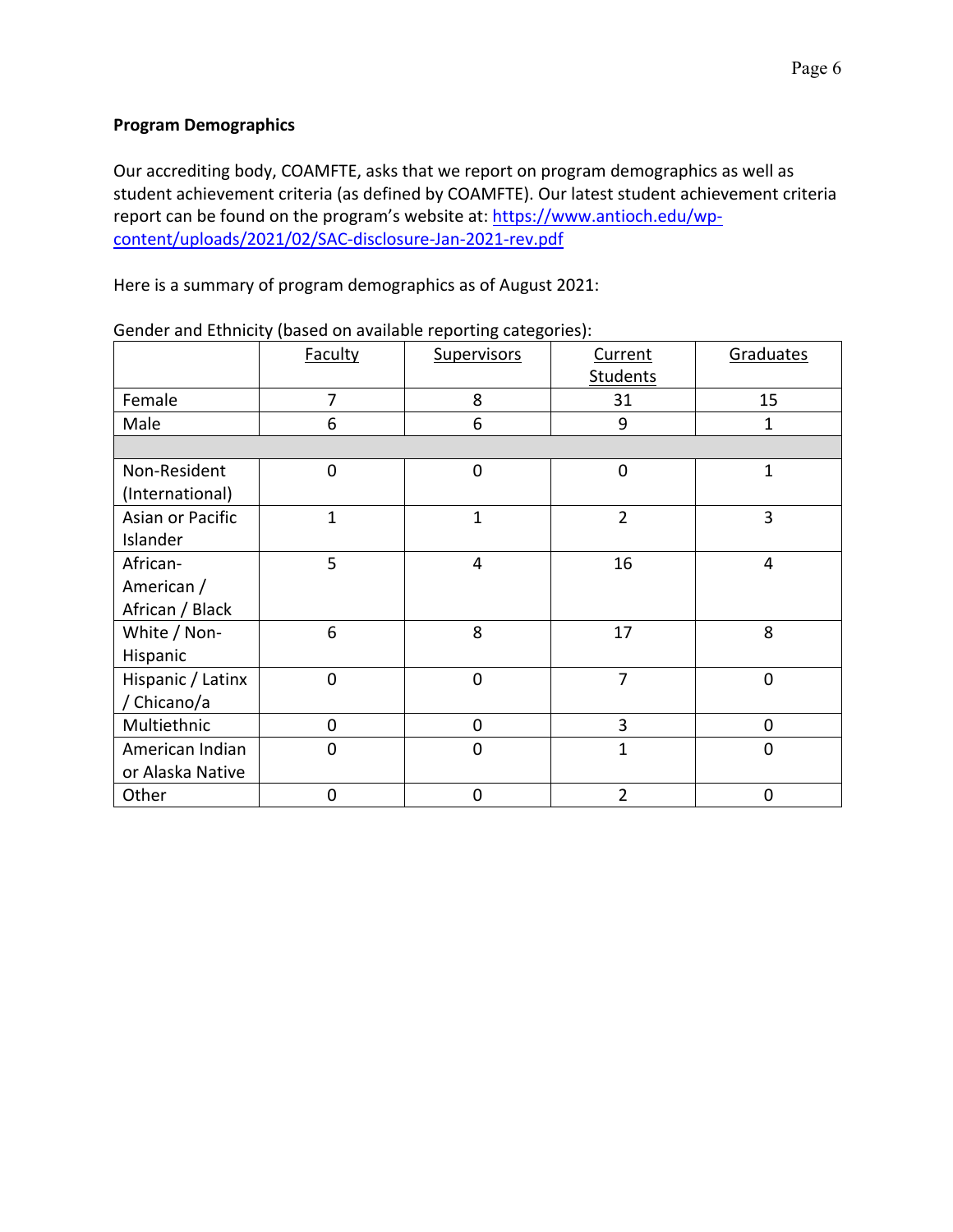**Program Demographics**

Our accrediting body, COAMFTE, asks that we report on program demographics as well as student achievement criteria (as defined by COAMFTE). Our latest student achievement criteria report can be found on the program's website at: [https://www.antioch.edu/wp-content/uploads/2021/02/SAC-disclosure-Jan-2021-rev.pdf](https://www.antioch.edu/wp-content/uploads/2021/02/SAC-disclosure-Jan-2021-rev.pdf)

Here is a summary of program demographics as of August 2021:

Gender and Ethnicity (based on available reporting categories):

| | Faculty | Supervisors | Current Students | Graduates |
|---|---|---|---|---|
| Female | 7 | 8 | 31 | 15 |
| Male | 6 | 6 | 9 | 1 |
| | | | | |
| Non-Resident (International) | 0 | 0 | 0 | 1 |
| Asian or Pacific Islander | 1 | 1 | 2 | 3 |
| African-American / African / Black | 5 | 4 | 16 | 4 |
| White / Non-Hispanic | 6 | 8 | 17 | 8 |
| Hispanic / Latinx / Chicano/a | 0 | 0 | 7 | 0 |
| Multiethnic | 0 | 0 | 3 | 0 |
| American Indian or Alaska Native | 0 | 0 | 1 | 0 |
| Other | 0 | 0 | 2 | 0 |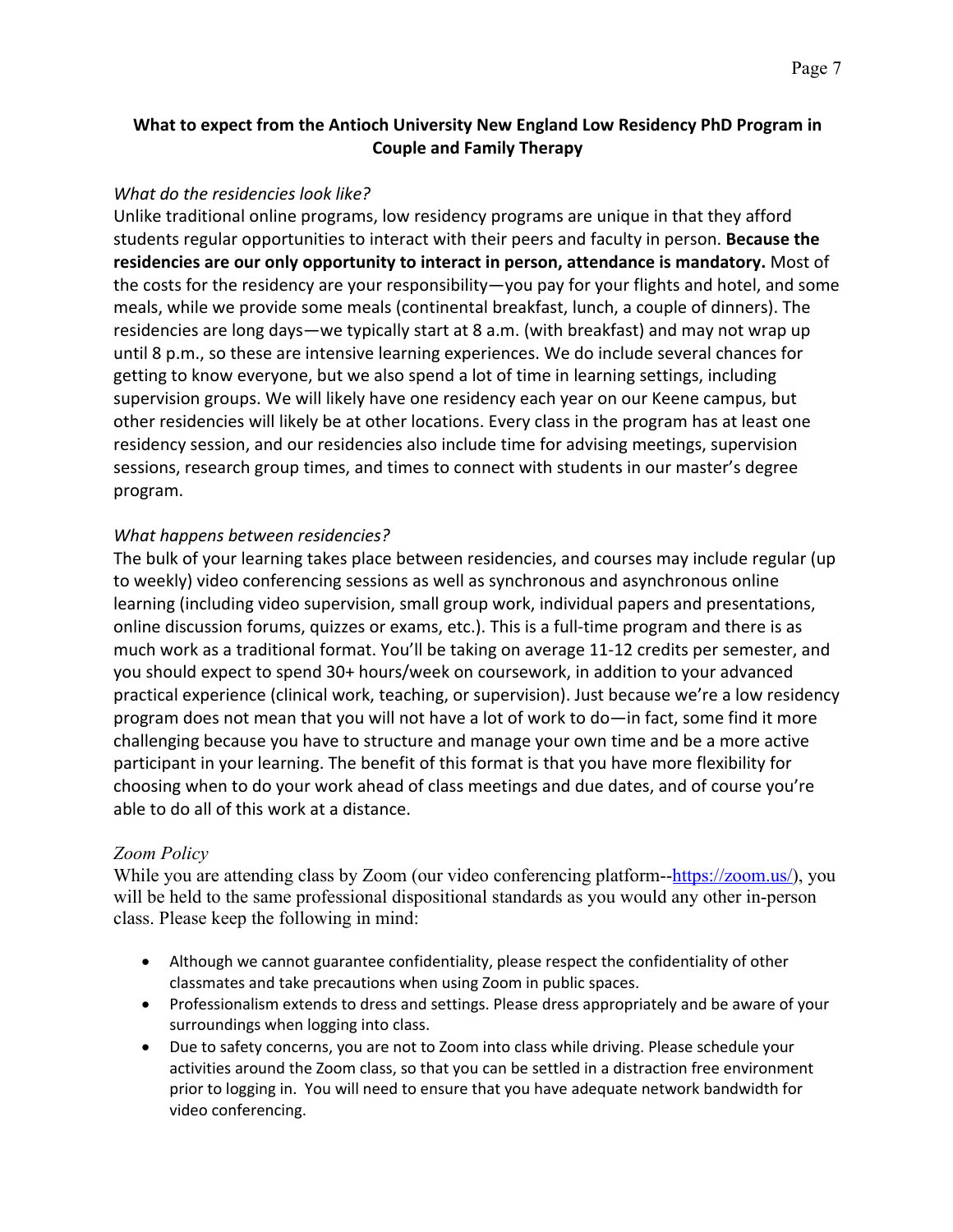## What to expect from the Antioch University New England Low Residency PhD Program in Couple and Family Therapy

*What do the residencies look like?*

Unlike traditional online programs, low residency programs are unique in that they afford students regular opportunities to interact with their peers and faculty in person. **Because the residencies are our only opportunity to interact in person, attendance is mandatory.** Most of the costs for the residency are your responsibility—you pay for your flights and hotel, and some meals, while we provide some meals (continental breakfast, lunch, a couple of dinners). The residencies are long days—we typically start at 8 a.m. (with breakfast) and may not wrap up until 8 p.m., so these are intensive learning experiences. We do include several chances for getting to know everyone, but we also spend a lot of time in learning settings, including supervision groups. We will likely have one residency each year on our Keene campus, but other residencies will likely be at other locations. Every class in the program has at least one residency session, and our residencies also include time for advising meetings, supervision sessions, research group times, and times to connect with students in our master's degree program.

*What happens between residencies?*

The bulk of your learning takes place between residencies, and courses may include regular (up to weekly) video conferencing sessions as well as synchronous and asynchronous online learning (including video supervision, small group work, individual papers and presentations, online discussion forums, quizzes or exams, etc.). This is a full-time program and there is as much work as a traditional format. You'll be taking on average 11-12 credits per semester, and you should expect to spend 30+ hours/week on coursework, in addition to your advanced practical experience (clinical work, teaching, or supervision). Just because we're a low residency program does not mean that you will not have a lot of work to do—in fact, some find it more challenging because you have to structure and manage your own time and be a more active participant in your learning. The benefit of this format is that you have more flexibility for choosing when to do your work ahead of class meetings and due dates, and of course you're able to do all of this work at a distance.

*Zoom Policy*

While you are attending class by Zoom (our video conferencing platform--https://zoom.us/), you will be held to the same professional dispositional standards as you would any other in-person class. Please keep the following in mind:

- Although we cannot guarantee confidentiality, please respect the confidentiality of other classmates and take precautions when using Zoom in public spaces.
- Professionalism extends to dress and settings. Please dress appropriately and be aware of your surroundings when logging into class.
- Due to safety concerns, you are not to Zoom into class while driving. Please schedule your activities around the Zoom class, so that you can be settled in a distraction free environment prior to logging in. You will need to ensure that you have adequate network bandwidth for video conferencing.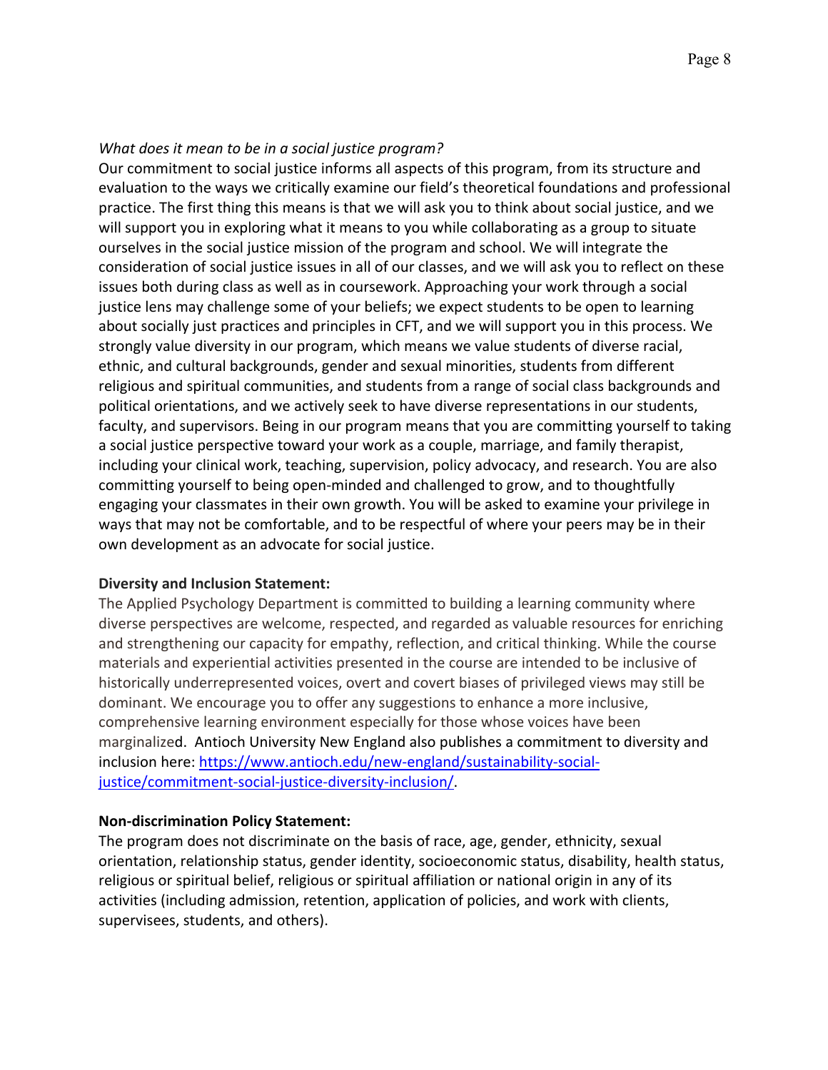*What does it mean to be in a social justice program?*

Our commitment to social justice informs all aspects of this program, from its structure and evaluation to the ways we critically examine our field's theoretical foundations and professional practice. The first thing this means is that we will ask you to think about social justice, and we will support you in exploring what it means to you while collaborating as a group to situate ourselves in the social justice mission of the program and school. We will integrate the consideration of social justice issues in all of our classes, and we will ask you to reflect on these issues both during class as well as in coursework. Approaching your work through a social justice lens may challenge some of your beliefs; we expect students to be open to learning about socially just practices and principles in CFT, and we will support you in this process. We strongly value diversity in our program, which means we value students of diverse racial, ethnic, and cultural backgrounds, gender and sexual minorities, students from different religious and spiritual communities, and students from a range of social class backgrounds and political orientations, and we actively seek to have diverse representations in our students, faculty, and supervisors. Being in our program means that you are committing yourself to taking a social justice perspective toward your work as a couple, marriage, and family therapist, including your clinical work, teaching, supervision, policy advocacy, and research. You are also committing yourself to being open-minded and challenged to grow, and to thoughtfully engaging your classmates in their own growth. You will be asked to examine your privilege in ways that may not be comfortable, and to be respectful of where your peers may be in their own development as an advocate for social justice.

**Diversity and Inclusion Statement:**

The Applied Psychology Department is committed to building a learning community where diverse perspectives are welcome, respected, and regarded as valuable resources for enriching and strengthening our capacity for empathy, reflection, and critical thinking. While the course materials and experiential activities presented in the course are intended to be inclusive of historically underrepresented voices, overt and covert biases of privileged views may still be dominant. We encourage you to offer any suggestions to enhance a more inclusive, comprehensive learning environment especially for those whose voices have been marginalized. Antioch University New England also publishes a commitment to diversity and inclusion here: https://www.antioch.edu/new-england/sustainability-social-justice/commitment-social-justice-diversity-inclusion/.

**Non-discrimination Policy Statement:**

The program does not discriminate on the basis of race, age, gender, ethnicity, sexual orientation, relationship status, gender identity, socioeconomic status, disability, health status, religious or spiritual belief, religious or spiritual affiliation or national origin in any of its activities (including admission, retention, application of policies, and work with clients, supervisees, students, and others).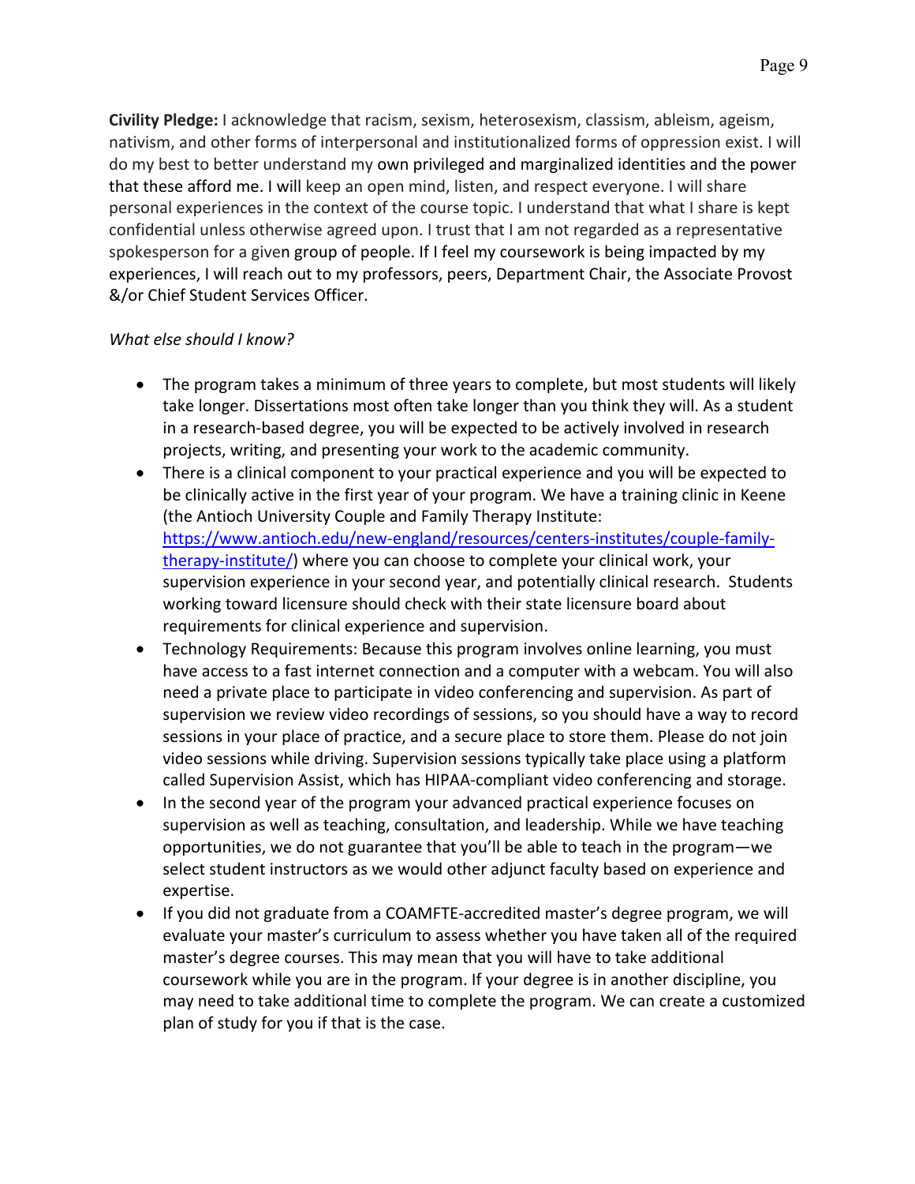**Civility Pledge:** I acknowledge that racism, sexism, heterosexism, classism, ableism, ageism, nativism, and other forms of interpersonal and institutionalized forms of oppression exist. I will do my best to better understand my own privileged and marginalized identities and the power that these afford me. I will keep an open mind, listen, and respect everyone. I will share personal experiences in the context of the course topic. I understand that what I share is kept confidential unless otherwise agreed upon. I trust that I am not regarded as a representative spokesperson for a given group of people. If I feel my coursework is being impacted by my experiences, I will reach out to my professors, peers, Department Chair, the Associate Provost &/or Chief Student Services Officer.

*What else should I know?*

- The program takes a minimum of three years to complete, but most students will likely take longer. Dissertations most often take longer than you think they will. As a student in a research-based degree, you will be expected to be actively involved in research projects, writing, and presenting your work to the academic community.
- There is a clinical component to your practical experience and you will be expected to be clinically active in the first year of your program. We have a training clinic in Keene (the Antioch University Couple and Family Therapy Institute: https://www.antioch.edu/new-england/resources/centers-institutes/couple-family-therapy-institute/) where you can choose to complete your clinical work, your supervision experience in your second year, and potentially clinical research. Students working toward licensure should check with their state licensure board about requirements for clinical experience and supervision.
- Technology Requirements: Because this program involves online learning, you must have access to a fast internet connection and a computer with a webcam. You will also need a private place to participate in video conferencing and supervision. As part of supervision we review video recordings of sessions, so you should have a way to record sessions in your place of practice, and a secure place to store them. Please do not join video sessions while driving. Supervision sessions typically take place using a platform called Supervision Assist, which has HIPAA-compliant video conferencing and storage.
- In the second year of the program your advanced practical experience focuses on supervision as well as teaching, consultation, and leadership. While we have teaching opportunities, we do not guarantee that you'll be able to teach in the program—we select student instructors as we would other adjunct faculty based on experience and expertise.
- If you did not graduate from a COAMFTE-accredited master's degree program, we will evaluate your master's curriculum to assess whether you have taken all of the required master's degree courses. This may mean that you will have to take additional coursework while you are in the program. If your degree is in another discipline, you may need to take additional time to complete the program. We can create a customized plan of study for you if that is the case.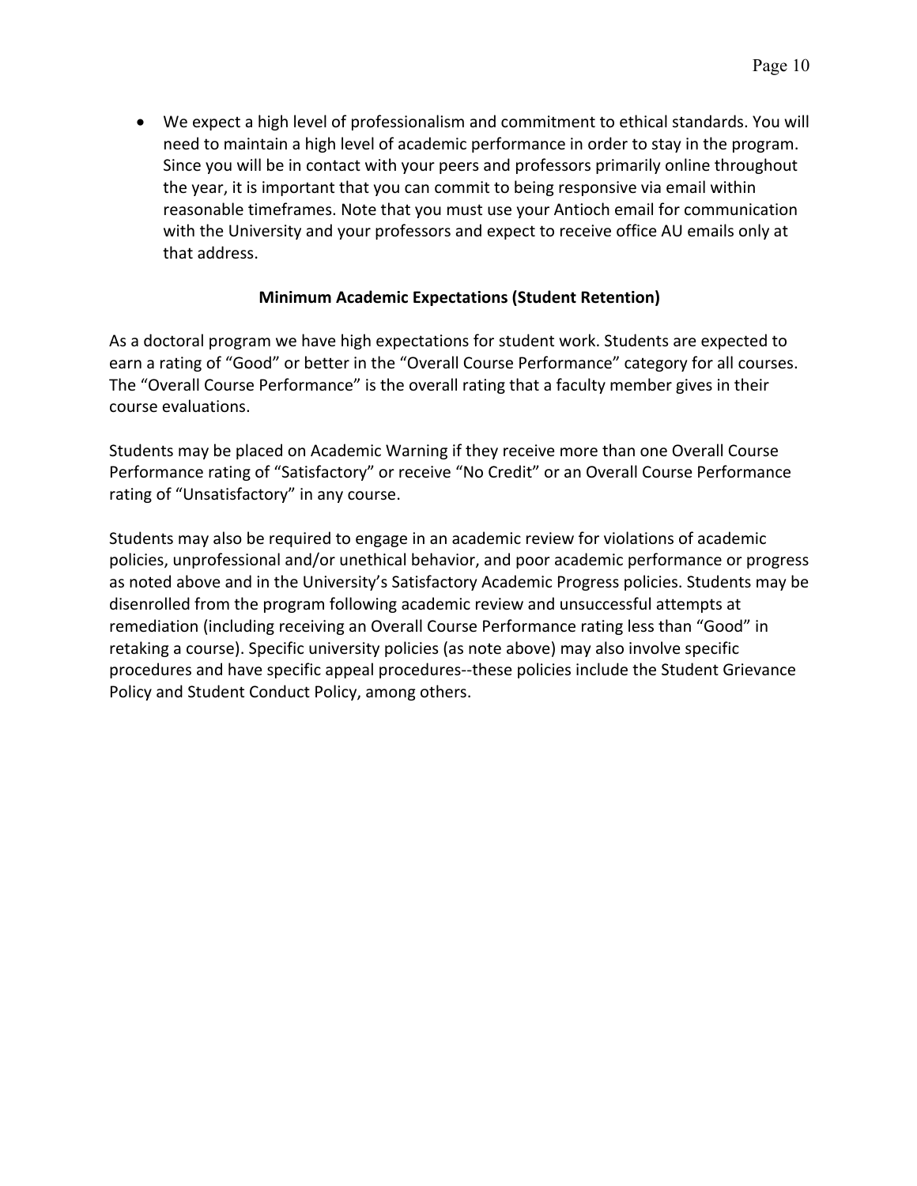- We expect a high level of professionalism and commitment to ethical standards. You will need to maintain a high level of academic performance in order to stay in the program. Since you will be in contact with your peers and professors primarily online throughout the year, it is important that you can commit to being responsive via email within reasonable timeframes. Note that you must use your Antioch email for communication with the University and your professors and expect to receive office AU emails only at that address.

## Minimum Academic Expectations (Student Retention)

As a doctoral program we have high expectations for student work. Students are expected to earn a rating of "Good" or better in the "Overall Course Performance" category for all courses. The "Overall Course Performance" is the overall rating that a faculty member gives in their course evaluations.

Students may be placed on Academic Warning if they receive more than one Overall Course Performance rating of "Satisfactory" or receive "No Credit" or an Overall Course Performance rating of "Unsatisfactory" in any course.

Students may also be required to engage in an academic review for violations of academic policies, unprofessional and/or unethical behavior, and poor academic performance or progress as noted above and in the University's Satisfactory Academic Progress policies. Students may be disenrolled from the program following academic review and unsuccessful attempts at remediation (including receiving an Overall Course Performance rating less than "Good" in retaking a course). Specific university policies (as note above) may also involve specific procedures and have specific appeal procedures--these policies include the Student Grievance Policy and Student Conduct Policy, among others.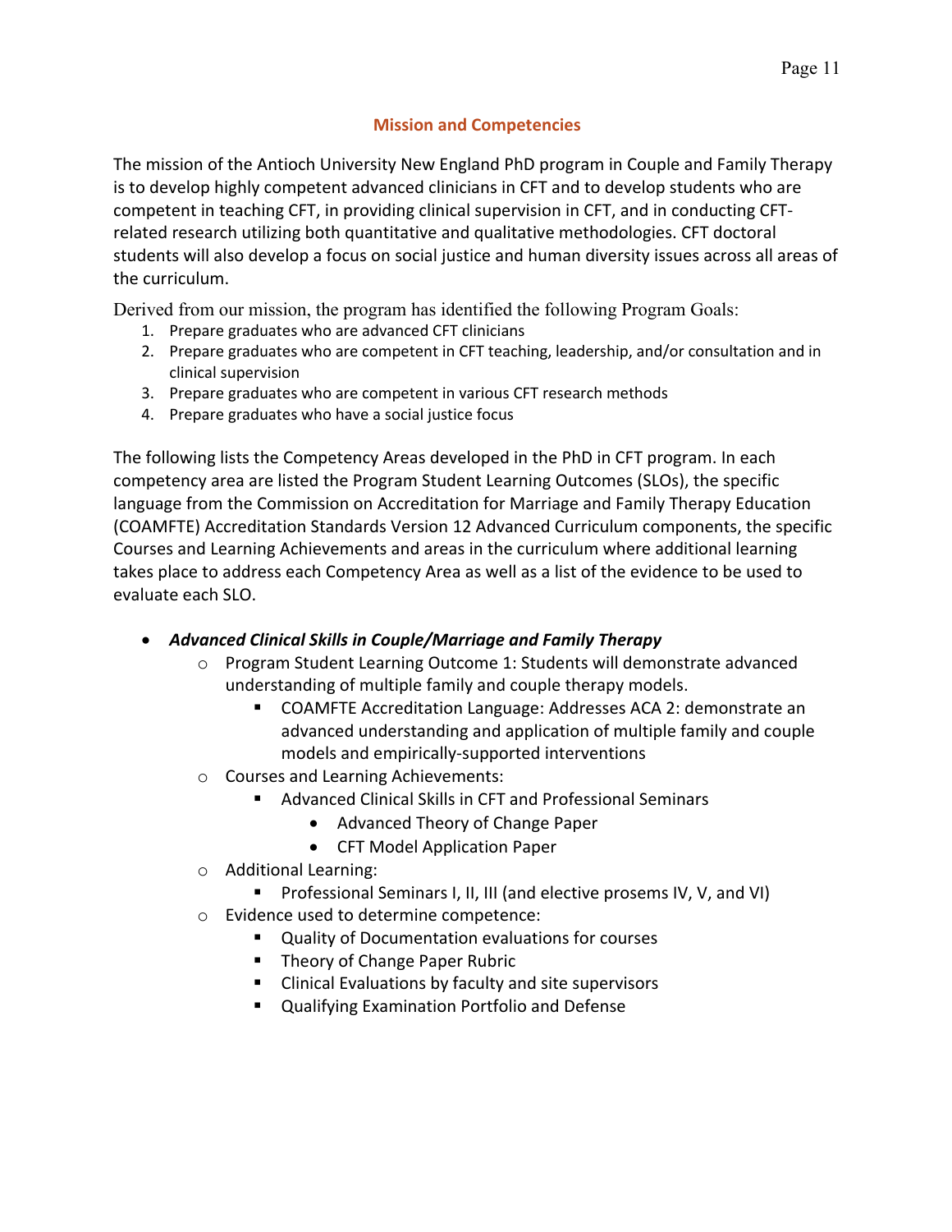## Mission and Competencies

The mission of the Antioch University New England PhD program in Couple and Family Therapy is to develop highly competent advanced clinicians in CFT and to develop students who are competent in teaching CFT, in providing clinical supervision in CFT, and in conducting CFT-related research utilizing both quantitative and qualitative methodologies. CFT doctoral students will also develop a focus on social justice and human diversity issues across all areas of the curriculum.

Derived from our mission, the program has identified the following Program Goals:

1. Prepare graduates who are advanced CFT clinicians
2. Prepare graduates who are competent in CFT teaching, leadership, and/or consultation and in clinical supervision
3. Prepare graduates who are competent in various CFT research methods
4. Prepare graduates who have a social justice focus

The following lists the Competency Areas developed in the PhD in CFT program. In each competency area are listed the Program Student Learning Outcomes (SLOs), the specific language from the Commission on Accreditation for Marriage and Family Therapy Education (COAMFTE) Accreditation Standards Version 12 Advanced Curriculum components, the specific Courses and Learning Achievements and areas in the curriculum where additional learning takes place to address each Competency Area as well as a list of the evidence to be used to evaluate each SLO.

- ***Advanced Clinical Skills in Couple/Marriage and Family Therapy***
    - Program Student Learning Outcome 1: Students will demonstrate advanced understanding of multiple family and couple therapy models.
        - COAMFTE Accreditation Language: Addresses ACA 2: demonstrate an advanced understanding and application of multiple family and couple models and empirically-supported interventions
    - Courses and Learning Achievements:
        - Advanced Clinical Skills in CFT and Professional Seminars
            - Advanced Theory of Change Paper
            - CFT Model Application Paper
    - Additional Learning:
        - Professional Seminars I, II, III (and elective prosems IV, V, and VI)
    - Evidence used to determine competence:
        - Quality of Documentation evaluations for courses
        - Theory of Change Paper Rubric
        - Clinical Evaluations by faculty and site supervisors
        - Qualifying Examination Portfolio and Defense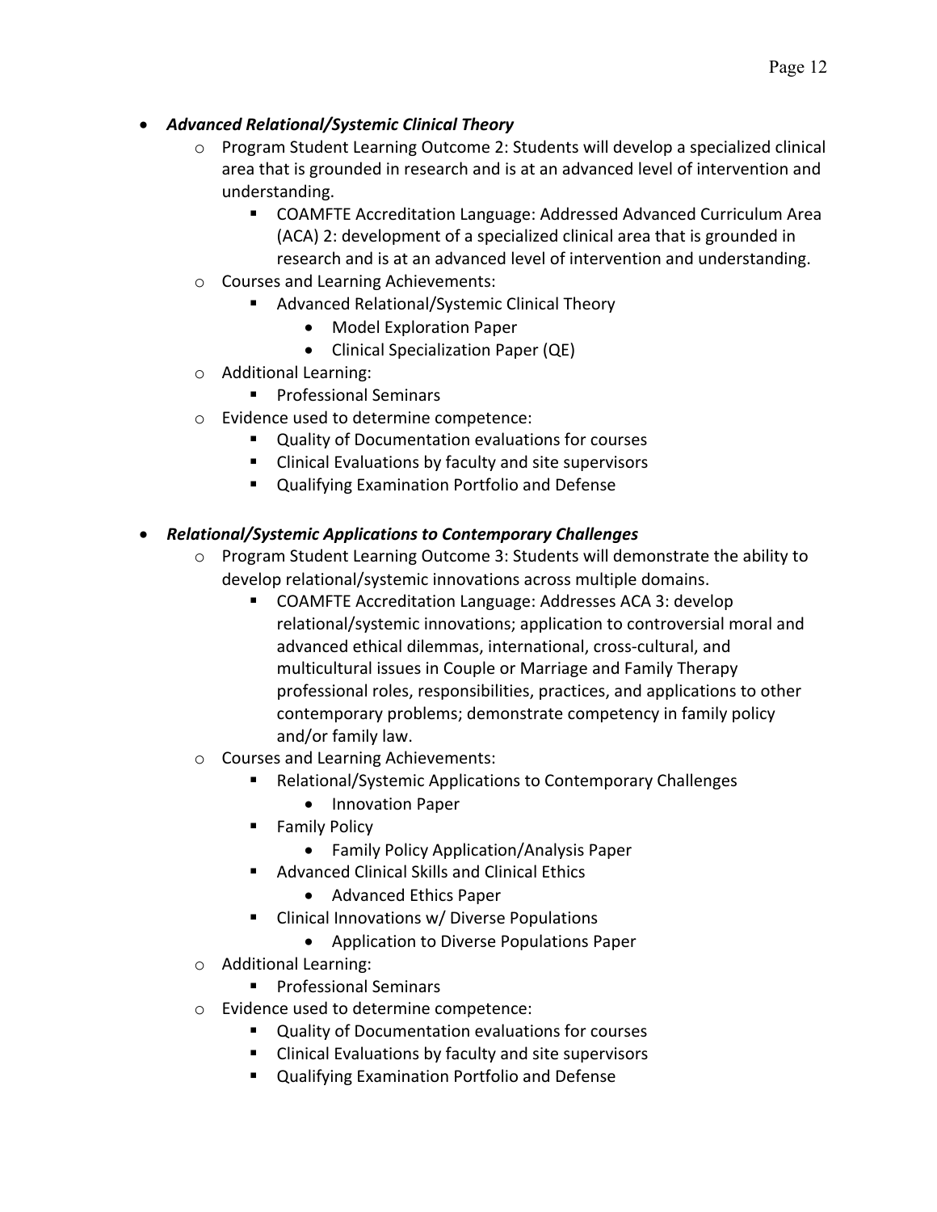- ***Advanced Relational/Systemic Clinical Theory***
    - Program Student Learning Outcome 2: Students will develop a specialized clinical area that is grounded in research and is at an advanced level of intervention and understanding.
        - COAMFTE Accreditation Language: Addressed Advanced Curriculum Area (ACA) 2: development of a specialized clinical area that is grounded in research and is at an advanced level of intervention and understanding.
    - Courses and Learning Achievements:
        - Advanced Relational/Systemic Clinical Theory
            - Model Exploration Paper
            - Clinical Specialization Paper (QE)
    - Additional Learning:
        - Professional Seminars
    - Evidence used to determine competence:
        - Quality of Documentation evaluations for courses
        - Clinical Evaluations by faculty and site supervisors
        - Qualifying Examination Portfolio and Defense

- ***Relational/Systemic Applications to Contemporary Challenges***
    - Program Student Learning Outcome 3: Students will demonstrate the ability to develop relational/systemic innovations across multiple domains.
        - COAMFTE Accreditation Language: Addresses ACA 3: develop relational/systemic innovations; application to controversial moral and advanced ethical dilemmas, international, cross-cultural, and multicultural issues in Couple or Marriage and Family Therapy professional roles, responsibilities, practices, and applications to other contemporary problems; demonstrate competency in family policy and/or family law.
    - Courses and Learning Achievements:
        - Relational/Systemic Applications to Contemporary Challenges
            - Innovation Paper
        - Family Policy
            - Family Policy Application/Analysis Paper
        - Advanced Clinical Skills and Clinical Ethics
            - Advanced Ethics Paper
        - Clinical Innovations w/ Diverse Populations
            - Application to Diverse Populations Paper
    - Additional Learning:
        - Professional Seminars
    - Evidence used to determine competence:
        - Quality of Documentation evaluations for courses
        - Clinical Evaluations by faculty and site supervisors
        - Qualifying Examination Portfolio and Defense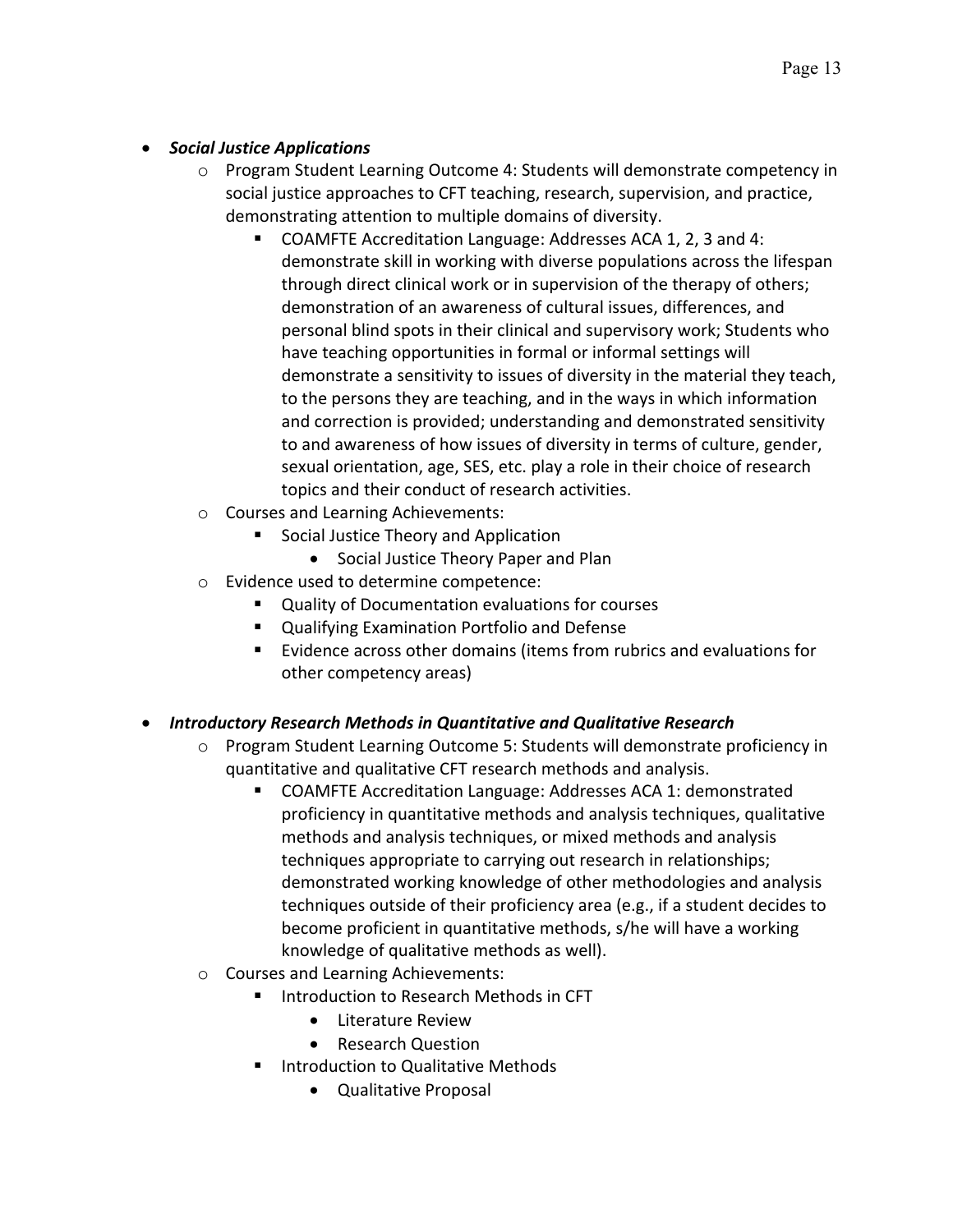- ***Social Justice Applications***
  - Program Student Learning Outcome 4: Students will demonstrate competency in social justice approaches to CFT teaching, research, supervision, and practice, demonstrating attention to multiple domains of diversity.
    - COAMFTE Accreditation Language: Addresses ACA 1, 2, 3 and 4: demonstrate skill in working with diverse populations across the lifespan through direct clinical work or in supervision of the therapy of others; demonstration of an awareness of cultural issues, differences, and personal blind spots in their clinical and supervisory work; Students who have teaching opportunities in formal or informal settings will demonstrate a sensitivity to issues of diversity in the material they teach, to the persons they are teaching, and in the ways in which information and correction is provided; understanding and demonstrated sensitivity to and awareness of how issues of diversity in terms of culture, gender, sexual orientation, age, SES, etc. play a role in their choice of research topics and their conduct of research activities.
  - Courses and Learning Achievements:
    - Social Justice Theory and Application
      - Social Justice Theory Paper and Plan
  - Evidence used to determine competence:
    - Quality of Documentation evaluations for courses
    - Qualifying Examination Portfolio and Defense
    - Evidence across other domains (items from rubrics and evaluations for other competency areas)

- ***Introductory Research Methods in Quantitative and Qualitative Research***
  - Program Student Learning Outcome 5: Students will demonstrate proficiency in quantitative and qualitative CFT research methods and analysis.
    - COAMFTE Accreditation Language: Addresses ACA 1: demonstrated proficiency in quantitative methods and analysis techniques, qualitative methods and analysis techniques, or mixed methods and analysis techniques appropriate to carrying out research in relationships; demonstrated working knowledge of other methodologies and analysis techniques outside of their proficiency area (e.g., if a student decides to become proficient in quantitative methods, s/he will have a working knowledge of qualitative methods as well).
  - Courses and Learning Achievements:
    - Introduction to Research Methods in CFT
      - Literature Review
      - Research Question
    - Introduction to Qualitative Methods
      - Qualitative Proposal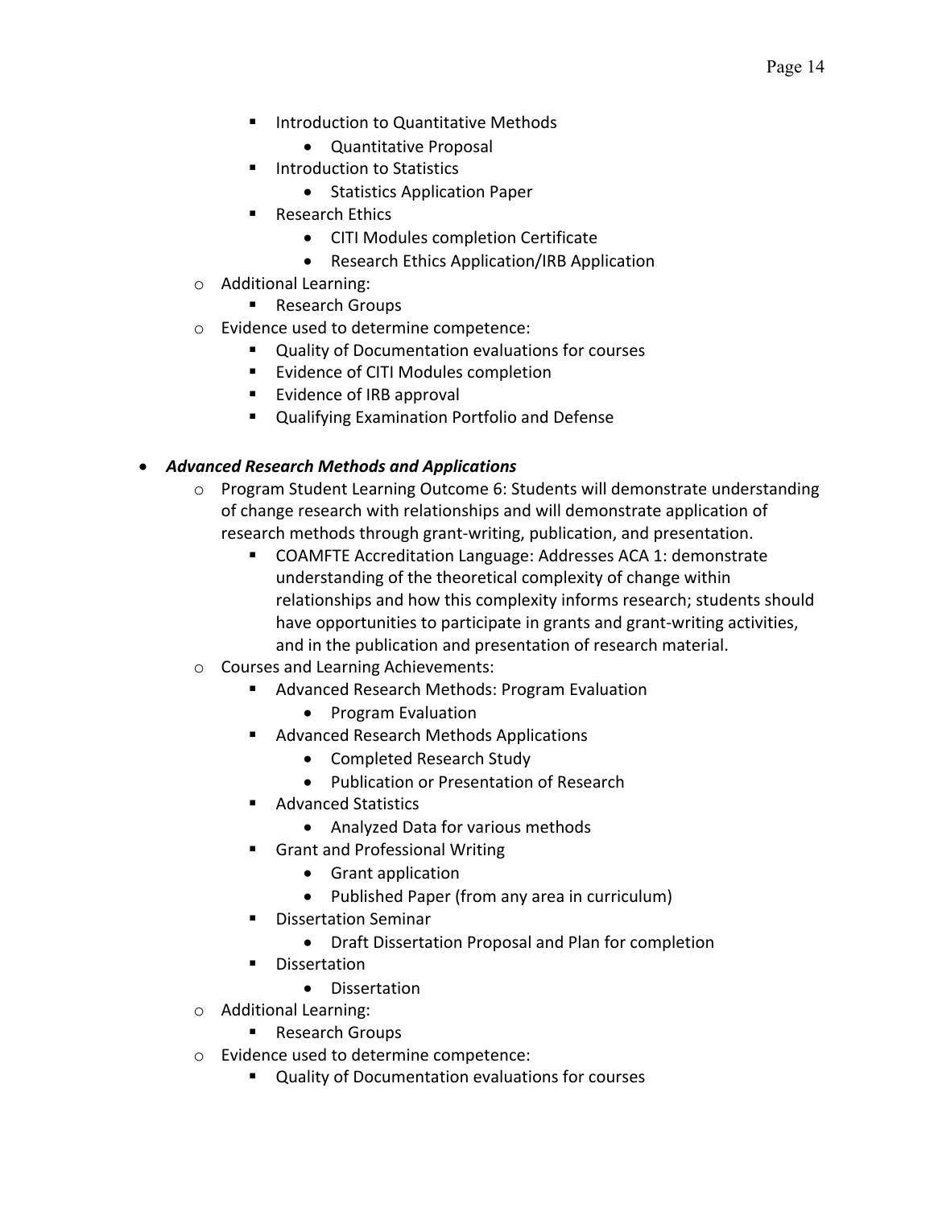- Introduction to Quantitative Methods
        - Quantitative Proposal
      - Introduction to Statistics
        - Statistics Application Paper
      - Research Ethics
        - CITI Modules completion Certificate
        - Research Ethics Application/IRB Application
  - Additional Learning:
    - Research Groups
  - Evidence used to determine competence:
    - Quality of Documentation evaluations for courses
    - Evidence of CITI Modules completion
    - Evidence of IRB approval
    - Qualifying Examination Portfolio and Defense

- ***Advanced Research Methods and Applications***
  - Program Student Learning Outcome 6: Students will demonstrate understanding of change research with relationships and will demonstrate application of research methods through grant-writing, publication, and presentation.
    - COAMFTE Accreditation Language: Addresses ACA 1: demonstrate understanding of the theoretical complexity of change within relationships and how this complexity informs research; students should have opportunities to participate in grants and grant-writing activities, and in the publication and presentation of research material.
  - Courses and Learning Achievements:
    - Advanced Research Methods: Program Evaluation
      - Program Evaluation
    - Advanced Research Methods Applications
      - Completed Research Study
      - Publication or Presentation of Research
    - Advanced Statistics
      - Analyzed Data for various methods
    - Grant and Professional Writing
      - Grant application
      - Published Paper (from any area in curriculum)
    - Dissertation Seminar
      - Draft Dissertation Proposal and Plan for completion
    - Dissertation
      - Dissertation
  - Additional Learning:
    - Research Groups
  - Evidence used to determine competence:
    - Quality of Documentation evaluations for courses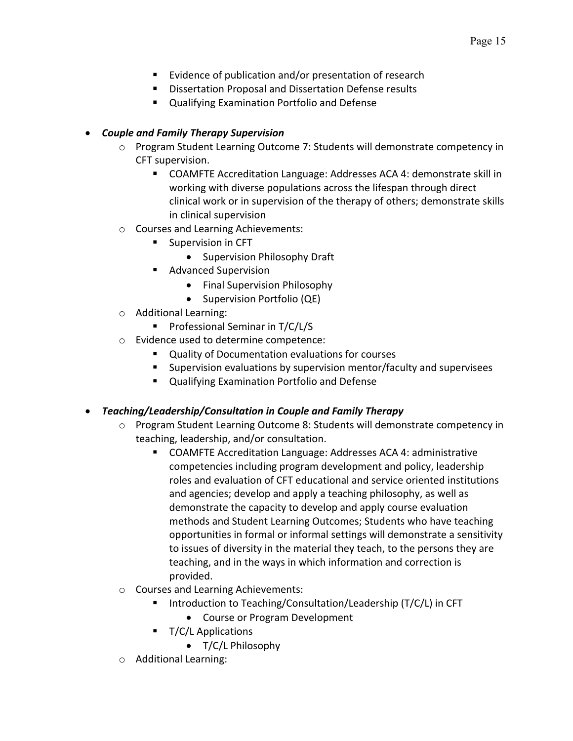- Evidence of publication and/or presentation of research
        - Dissertation Proposal and Dissertation Defense results
        - Qualifying Examination Portfolio and Defense

- ***Couple and Family Therapy Supervision***
    - Program Student Learning Outcome 7: Students will demonstrate competency in CFT supervision.
        - COAMFTE Accreditation Language: Addresses ACA 4: demonstrate skill in working with diverse populations across the lifespan through direct clinical work or in supervision of the therapy of others; demonstrate skills in clinical supervision
    - Courses and Learning Achievements:
        - Supervision in CFT
            - Supervision Philosophy Draft
        - Advanced Supervision
            - Final Supervision Philosophy
            - Supervision Portfolio (QE)
    - Additional Learning:
        - Professional Seminar in T/C/L/S
    - Evidence used to determine competence:
        - Quality of Documentation evaluations for courses
        - Supervision evaluations by supervision mentor/faculty and supervisees
        - Qualifying Examination Portfolio and Defense

- ***Teaching/Leadership/Consultation in Couple and Family Therapy***
    - Program Student Learning Outcome 8: Students will demonstrate competency in teaching, leadership, and/or consultation.
        - COAMFTE Accreditation Language: Addresses ACA 4: administrative competencies including program development and policy, leadership roles and evaluation of CFT educational and service oriented institutions and agencies; develop and apply a teaching philosophy, as well as demonstrate the capacity to develop and apply course evaluation methods and Student Learning Outcomes; Students who have teaching opportunities in formal or informal settings will demonstrate a sensitivity to issues of diversity in the material they teach, to the persons they are teaching, and in the ways in which information and correction is provided.
    - Courses and Learning Achievements:
        - Introduction to Teaching/Consultation/Leadership (T/C/L) in CFT
            - Course or Program Development
        - T/C/L Applications
            - T/C/L Philosophy
    - Additional Learning: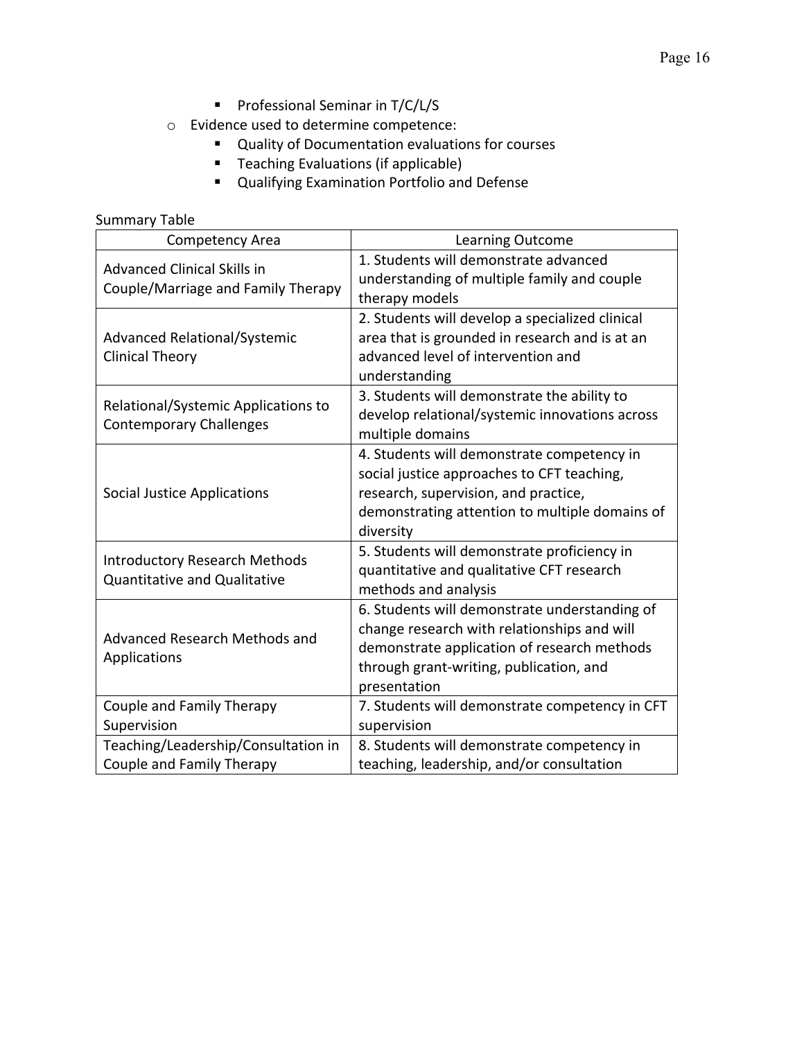- Professional Seminar in T/C/L/S
    - Evidence used to determine competence:
        - Quality of Documentation evaluations for courses
        - Teaching Evaluations (if applicable)
        - Qualifying Examination Portfolio and Defense

Summary Table

| Competency Area | Learning Outcome |
|---|---|
| Advanced Clinical Skills in Couple/Marriage and Family Therapy | 1. Students will demonstrate advanced understanding of multiple family and couple therapy models |
| Advanced Relational/Systemic Clinical Theory | 2. Students will develop a specialized clinical area that is grounded in research and is at an advanced level of intervention and understanding |
| Relational/Systemic Applications to Contemporary Challenges | 3. Students will demonstrate the ability to develop relational/systemic innovations across multiple domains |
| Social Justice Applications | 4. Students will demonstrate competency in social justice approaches to CFT teaching, research, supervision, and practice, demonstrating attention to multiple domains of diversity |
| Introductory Research Methods Quantitative and Qualitative | 5. Students will demonstrate proficiency in quantitative and qualitative CFT research methods and analysis |
| Advanced Research Methods and Applications | 6. Students will demonstrate understanding of change research with relationships and will demonstrate application of research methods through grant-writing, publication, and presentation |
| Couple and Family Therapy Supervision | 7. Students will demonstrate competency in CFT supervision |
| Teaching/Leadership/Consultation in Couple and Family Therapy | 8. Students will demonstrate competency in teaching, leadership, and/or consultation |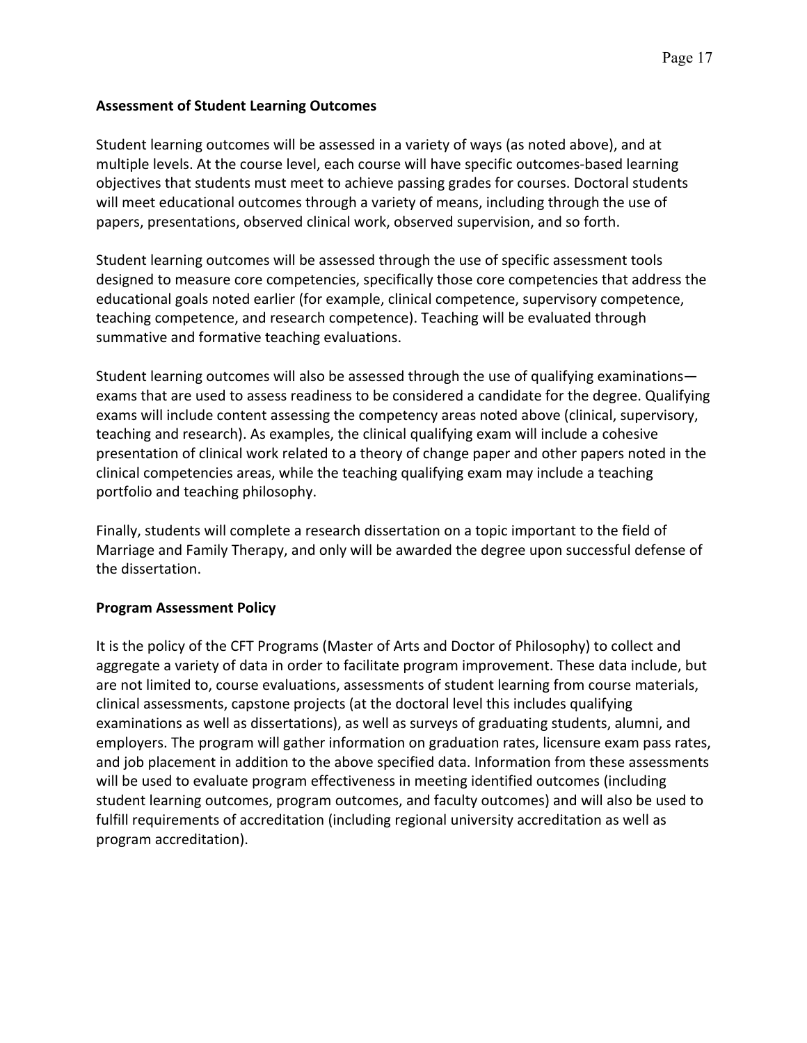**Assessment of Student Learning Outcomes**

Student learning outcomes will be assessed in a variety of ways (as noted above), and at multiple levels. At the course level, each course will have specific outcomes-based learning objectives that students must meet to achieve passing grades for courses. Doctoral students will meet educational outcomes through a variety of means, including through the use of papers, presentations, observed clinical work, observed supervision, and so forth.

Student learning outcomes will be assessed through the use of specific assessment tools designed to measure core competencies, specifically those core competencies that address the educational goals noted earlier (for example, clinical competence, supervisory competence, teaching competence, and research competence). Teaching will be evaluated through summative and formative teaching evaluations.

Student learning outcomes will also be assessed through the use of qualifying examinations—exams that are used to assess readiness to be considered a candidate for the degree. Qualifying exams will include content assessing the competency areas noted above (clinical, supervisory, teaching and research). As examples, the clinical qualifying exam will include a cohesive presentation of clinical work related to a theory of change paper and other papers noted in the clinical competencies areas, while the teaching qualifying exam may include a teaching portfolio and teaching philosophy.

Finally, students will complete a research dissertation on a topic important to the field of Marriage and Family Therapy, and only will be awarded the degree upon successful defense of the dissertation.

**Program Assessment Policy**

It is the policy of the CFT Programs (Master of Arts and Doctor of Philosophy) to collect and aggregate a variety of data in order to facilitate program improvement. These data include, but are not limited to, course evaluations, assessments of student learning from course materials, clinical assessments, capstone projects (at the doctoral level this includes qualifying examinations as well as dissertations), as well as surveys of graduating students, alumni, and employers. The program will gather information on graduation rates, licensure exam pass rates, and job placement in addition to the above specified data. Information from these assessments will be used to evaluate program effectiveness in meeting identified outcomes (including student learning outcomes, program outcomes, and faculty outcomes) and will also be used to fulfill requirements of accreditation (including regional university accreditation as well as program accreditation).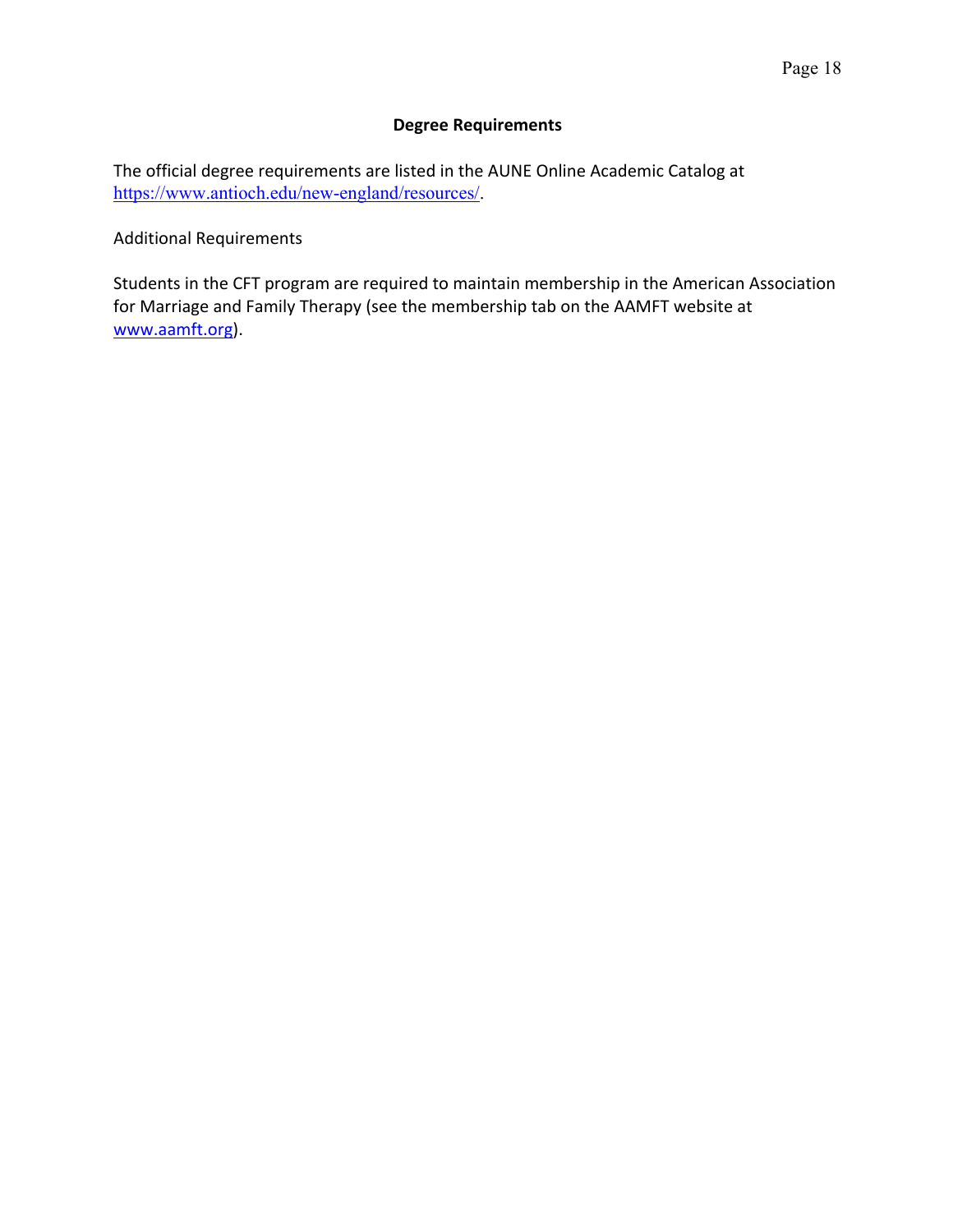## Degree Requirements

The official degree requirements are listed in the AUNE Online Academic Catalog at https://www.antioch.edu/new-england/resources/.

Additional Requirements

Students in the CFT program are required to maintain membership in the American Association for Marriage and Family Therapy (see the membership tab on the AAMFT website at www.aamft.org).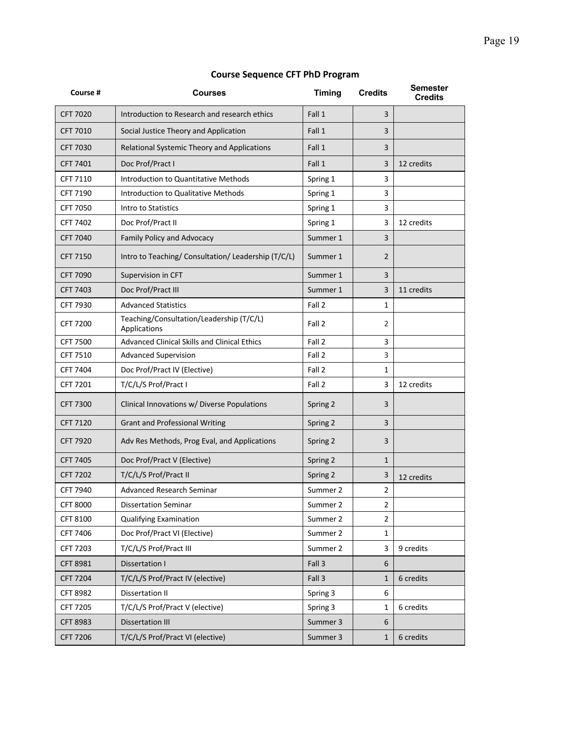## Course Sequence CFT PhD Program

| Course # | Courses | Timing | Credits | Semester Credits |
|---|---|---|---|---|
| CFT 7020 | Introduction to Research and research ethics | Fall 1 | 3 | |
| CFT 7010 | Social Justice Theory and Application | Fall 1 | 3 | |
| CFT 7030 | Relational Systemic Theory and Applications | Fall 1 | 3 | |
| CFT 7401 | Doc Prof/Pract I | Fall 1 | 3 | 12 credits |
| CFT 7110 | Introduction to Quantitative Methods | Spring 1 | 3 | |
| CFT 7190 | Introduction to Qualitative Methods | Spring 1 | 3 | |
| CFT 7050 | Intro to Statistics | Spring 1 | 3 | |
| CFT 7402 | Doc Prof/Pract II | Spring 1 | 3 | 12 credits |
| CFT 7040 | Family Policy and Advocacy | Summer 1 | 3 | |
| CFT 7150 | Intro to Teaching/ Consultation/ Leadership (T/C/L) | Summer 1 | 2 | |
| CFT 7090 | Supervision in CFT | Summer 1 | 3 | |
| CFT 7403 | Doc Prof/Pract III | Summer 1 | 3 | 11 credits |
| CFT 7930 | Advanced Statistics | Fall 2 | 1 | |
| CFT 7200 | Teaching/Consultation/Leadership (T/C/L) Applications | Fall 2 | 2 | |
| CFT 7500 | Advanced Clinical Skills and Clinical Ethics | Fall 2 | 3 | |
| CFT 7510 | Advanced Supervision | Fall 2 | 3 | |
| CFT 7404 | Doc Prof/Pract IV (Elective) | Fall 2 | 1 | |
| CFT 7201 | T/C/L/S Prof/Pract I | Fall 2 | 3 | 12 credits |
| CFT 7300 | Clinical Innovations w/ Diverse Populations | Spring 2 | 3 | |
| CFT 7120 | Grant and Professional Writing | Spring 2 | 3 | |
| CFT 7920 | Adv Res Methods, Prog Eval, and Applications | Spring 2 | 3 | |
| CFT 7405 | Doc Prof/Pract V (Elective) | Spring 2 | 1 | |
| CFT 7202 | T/C/L/S Prof/Pract II | Spring 2 | 3 | 12 credits |
| CFT 7940 | Advanced Research Seminar | Summer 2 | 2 | |
| CFT 8000 | Dissertation Seminar | Summer 2 | 2 | |
| CFT 8100 | Qualifying Examination | Summer 2 | 2 | |
| CFT 7406 | Doc Prof/Pract VI (Elective) | Summer 2 | 1 | |
| CFT 7203 | T/C/L/S Prof/Pract III | Summer 2 | 3 | 9 credits |
| CFT 8981 | Dissertation I | Fall 3 | 6 | |
| CFT 7204 | T/C/L/S Prof/Pract IV (elective) | Fall 3 | 1 | 6 credits |
| CFT 8982 | Dissertation II | Spring 3 | 6 | |
| CFT 7205 | T/C/L/S Prof/Pract V (elective) | Spring 3 | 1 | 6 credits |
| CFT 8983 | Dissertation III | Summer 3 | 6 | |
| CFT 7206 | T/C/L/S Prof/Pract VI (elective) | Summer 3 | 1 | 6 credits |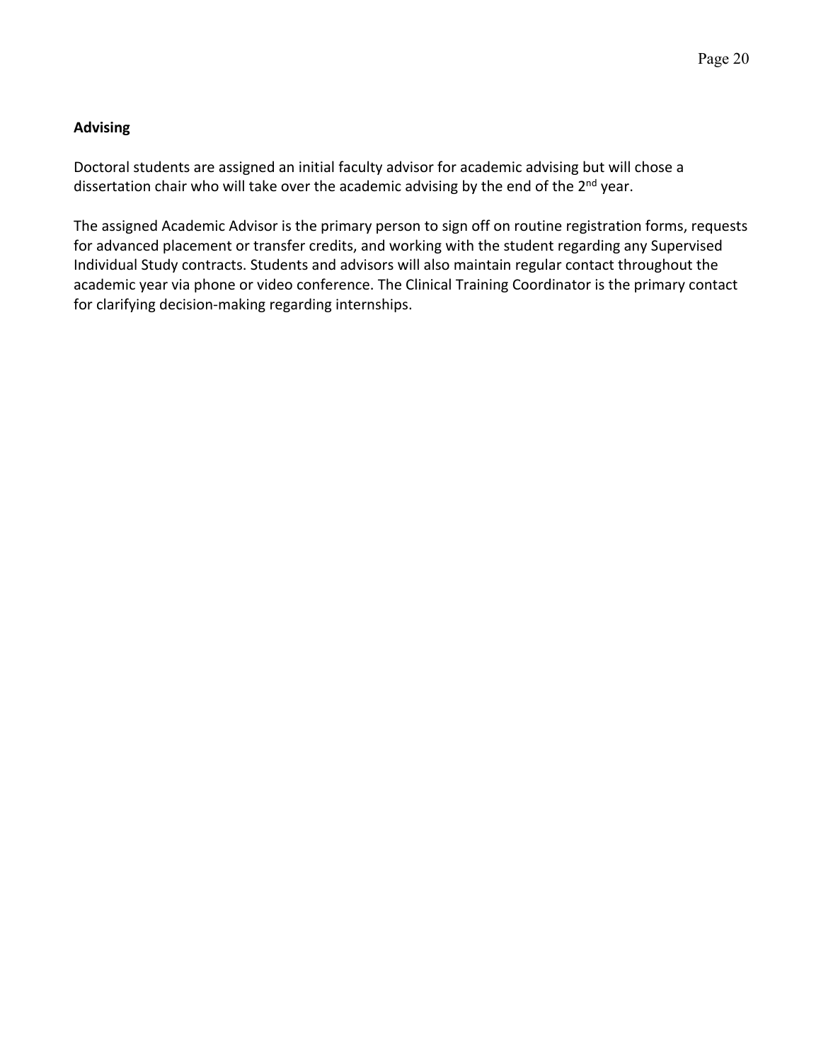## Advising

Doctoral students are assigned an initial faculty advisor for academic advising but will chose a dissertation chair who will take over the academic advising by the end of the 2nd year.

The assigned Academic Advisor is the primary person to sign off on routine registration forms, requests for advanced placement or transfer credits, and working with the student regarding any Supervised Individual Study contracts. Students and advisors will also maintain regular contact throughout the academic year via phone or video conference. The Clinical Training Coordinator is the primary contact for clarifying decision-making regarding internships.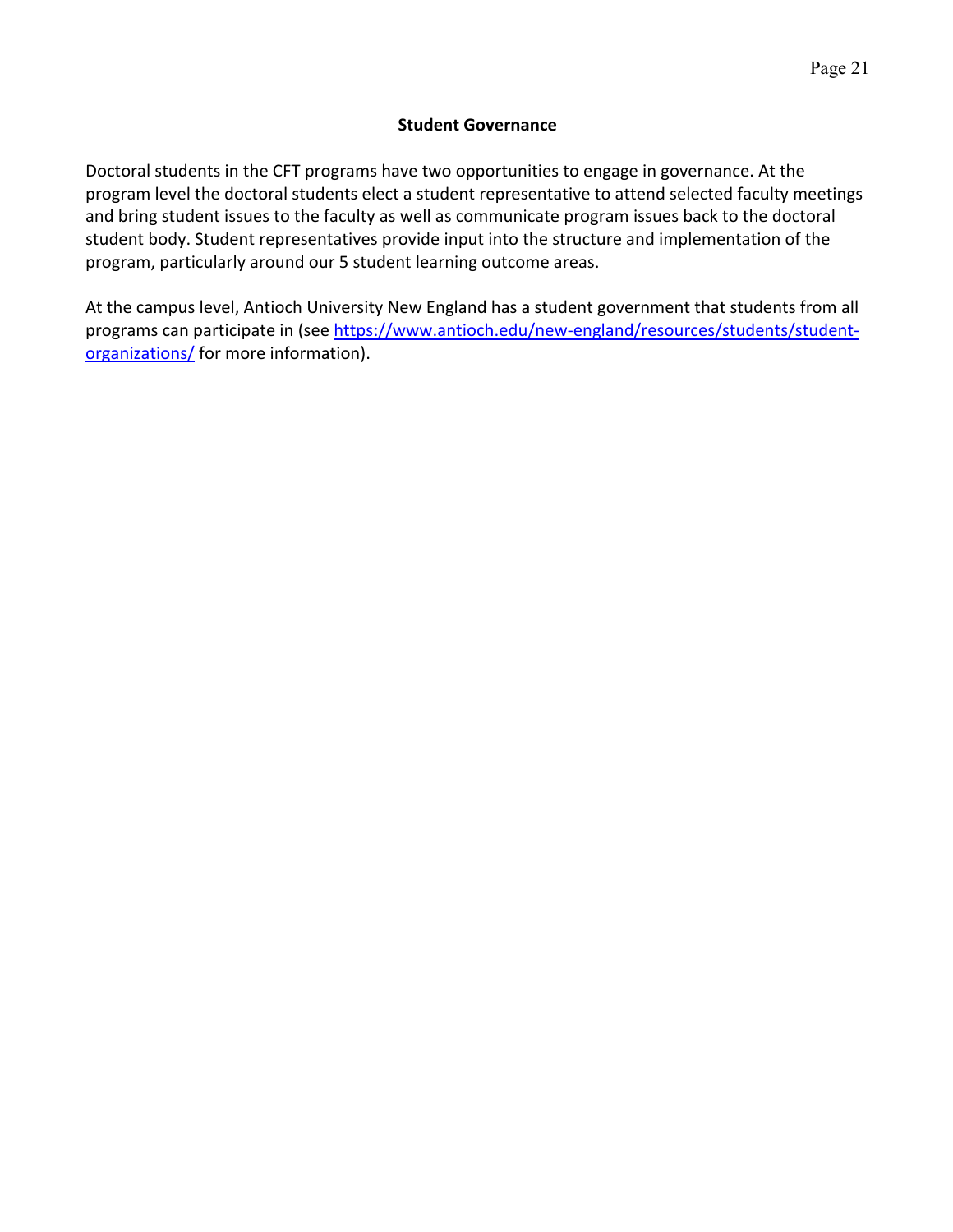## Student Governance

Doctoral students in the CFT programs have two opportunities to engage in governance. At the program level the doctoral students elect a student representative to attend selected faculty meetings and bring student issues to the faculty as well as communicate program issues back to the doctoral student body. Student representatives provide input into the structure and implementation of the program, particularly around our 5 student learning outcome areas.

At the campus level, Antioch University New England has a student government that students from all programs can participate in (see https://www.antioch.edu/new-england/resources/students/student-organizations/ for more information).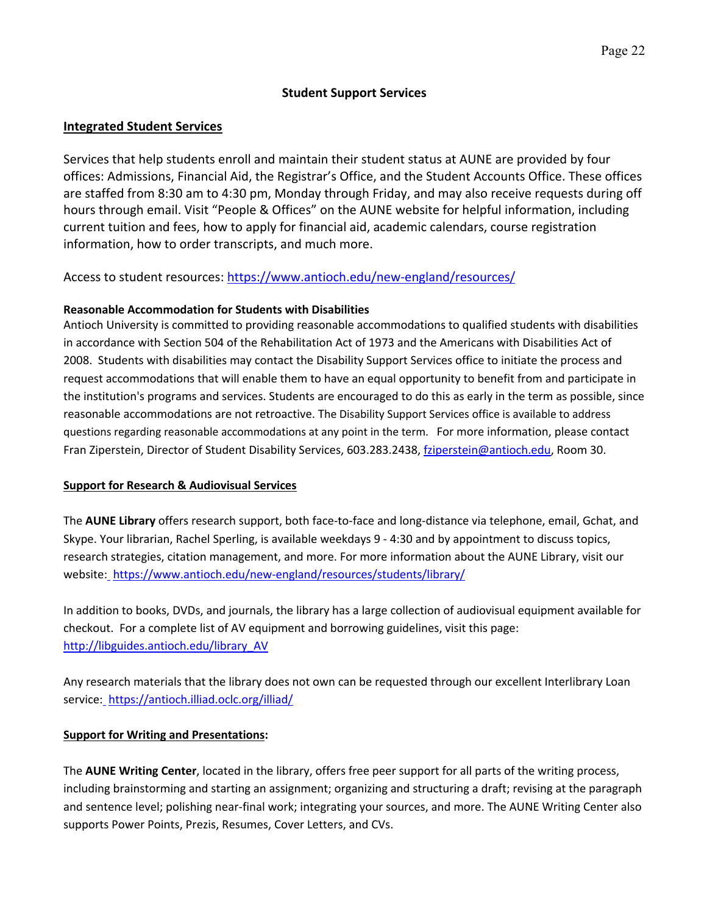## Student Support Services

### Integrated Student Services

Services that help students enroll and maintain their student status at AUNE are provided by four offices: Admissions, Financial Aid, the Registrar's Office, and the Student Accounts Office. These offices are staffed from 8:30 am to 4:30 pm, Monday through Friday, and may also receive requests during off hours through email. Visit "People & Offices" on the AUNE website for helpful information, including current tuition and fees, how to apply for financial aid, academic calendars, course registration information, how to order transcripts, and much more.

Access to student resources: https://www.antioch.edu/new-england/resources/

**Reasonable Accommodation for Students with Disabilities**

Antioch University is committed to providing reasonable accommodations to qualified students with disabilities in accordance with Section 504 of the Rehabilitation Act of 1973 and the Americans with Disabilities Act of 2008. Students with disabilities may contact the Disability Support Services office to initiate the process and request accommodations that will enable them to have an equal opportunity to benefit from and participate in the institution's programs and services. Students are encouraged to do this as early in the term as possible, since reasonable accommodations are not retroactive. The Disability Support Services office is available to address questions regarding reasonable accommodations at any point in the term. For more information, please contact Fran Ziperstein, Director of Student Disability Services, 603.283.2438, fziperstein@antioch.edu, Room 30.

### Support for Research & Audiovisual Services

The **AUNE Library** offers research support, both face-to-face and long-distance via telephone, email, Gchat, and Skype. Your librarian, Rachel Sperling, is available weekdays 9 - 4:30 and by appointment to discuss topics, research strategies, citation management, and more. For more information about the AUNE Library, visit our website: https://www.antioch.edu/new-england/resources/students/library/

In addition to books, DVDs, and journals, the library has a large collection of audiovisual equipment available for checkout. For a complete list of AV equipment and borrowing guidelines, visit this page: http://libguides.antioch.edu/library_AV

Any research materials that the library does not own can be requested through our excellent Interlibrary Loan service: https://antioch.illiad.oclc.org/illiad/

### Support for Writing and Presentations:

The **AUNE Writing Center**, located in the library, offers free peer support for all parts of the writing process, including brainstorming and starting an assignment; organizing and structuring a draft; revising at the paragraph and sentence level; polishing near-final work; integrating your sources, and more. The AUNE Writing Center also supports Power Points, Prezis, Resumes, Cover Letters, and CVs.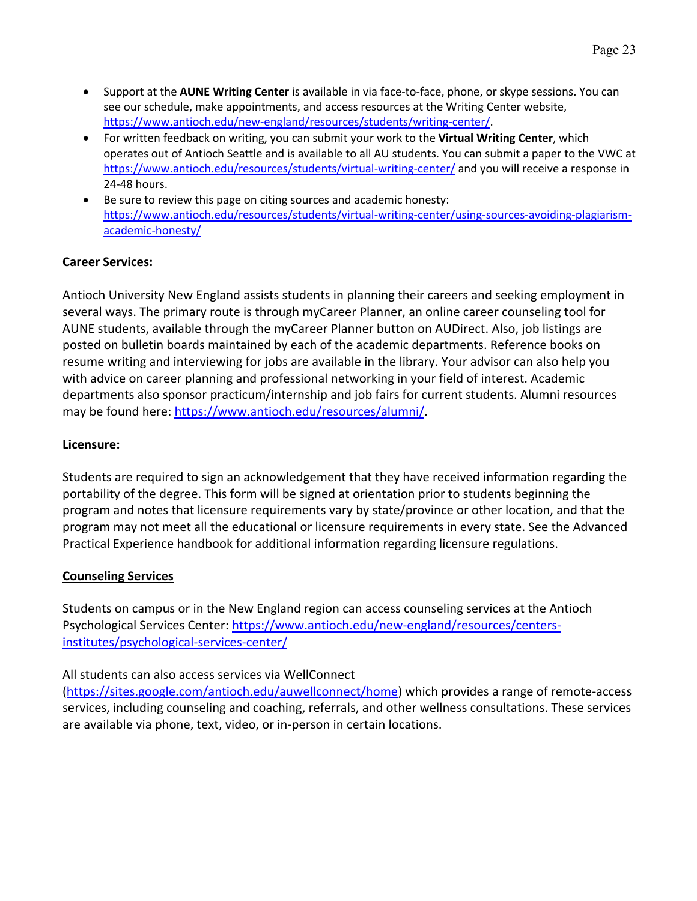- Support at the **AUNE Writing Center** is available in via face-to-face, phone, or skype sessions. You can see our schedule, make appointments, and access resources at the Writing Center website, https://www.antioch.edu/new-england/resources/students/writing-center/.
- For written feedback on writing, you can submit your work to the **Virtual Writing Center**, which operates out of Antioch Seattle and is available to all AU students. You can submit a paper to the VWC at https://www.antioch.edu/resources/students/virtual-writing-center/ and you will receive a response in 24-48 hours.
- Be sure to review this page on citing sources and academic honesty: https://www.antioch.edu/resources/students/virtual-writing-center/using-sources-avoiding-plagiarism-academic-honesty/

**Career Services:**

Antioch University New England assists students in planning their careers and seeking employment in several ways. The primary route is through myCareer Planner, an online career counseling tool for AUNE students, available through the myCareer Planner button on AUDirect. Also, job listings are posted on bulletin boards maintained by each of the academic departments. Reference books on resume writing and interviewing for jobs are available in the library. Your advisor can also help you with advice on career planning and professional networking in your field of interest. Academic departments also sponsor practicum/internship and job fairs for current students. Alumni resources may be found here: https://www.antioch.edu/resources/alumni/.

**Licensure:**

Students are required to sign an acknowledgement that they have received information regarding the portability of the degree. This form will be signed at orientation prior to students beginning the program and notes that licensure requirements vary by state/province or other location, and that the program may not meet all the educational or licensure requirements in every state. See the Advanced Practical Experience handbook for additional information regarding licensure regulations.

**Counseling Services**

Students on campus or in the New England region can access counseling services at the Antioch Psychological Services Center: https://www.antioch.edu/new-england/resources/centers-institutes/psychological-services-center/

All students can also access services via WellConnect (https://sites.google.com/antioch.edu/auwellconnect/home) which provides a range of remote-access services, including counseling and coaching, referrals, and other wellness consultations. These services are available via phone, text, video, or in-person in certain locations.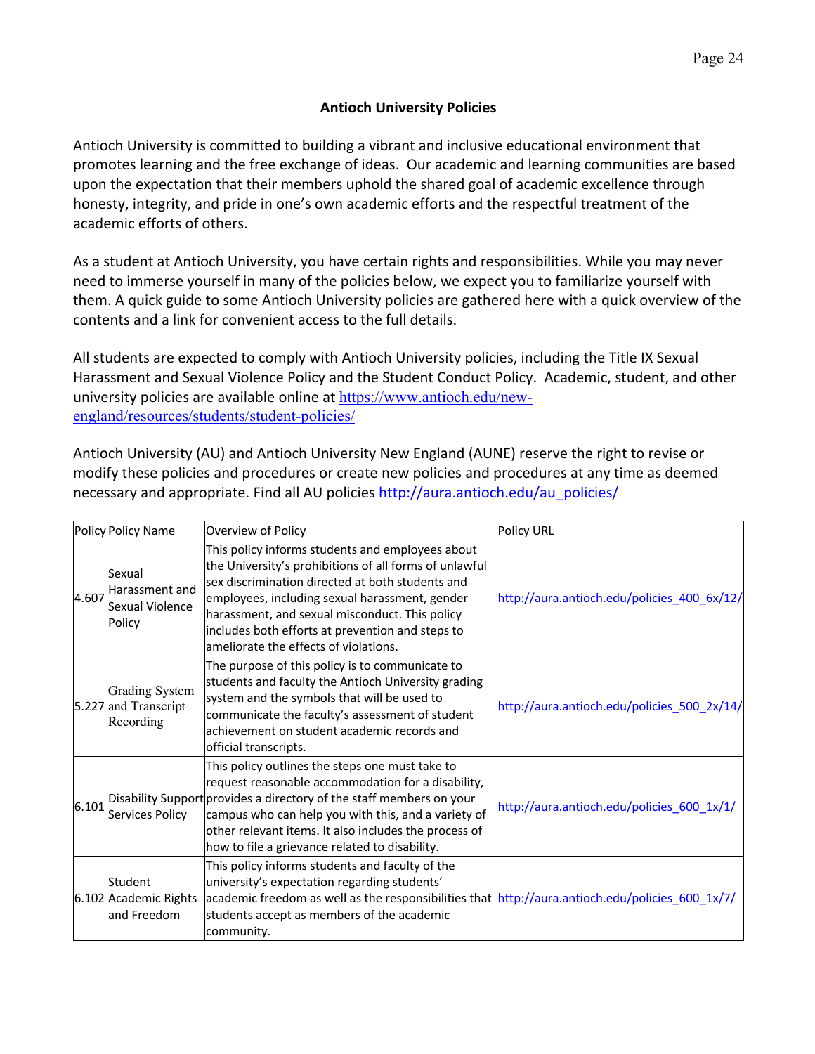## Antioch University Policies

Antioch University is committed to building a vibrant and inclusive educational environment that promotes learning and the free exchange of ideas. Our academic and learning communities are based upon the expectation that their members uphold the shared goal of academic excellence through honesty, integrity, and pride in one's own academic efforts and the respectful treatment of the academic efforts of others.

As a student at Antioch University, you have certain rights and responsibilities. While you may never need to immerse yourself in many of the policies below, we expect you to familiarize yourself with them. A quick guide to some Antioch University policies are gathered here with a quick overview of the contents and a link for convenient access to the full details.

All students are expected to comply with Antioch University policies, including the Title IX Sexual Harassment and Sexual Violence Policy and the Student Conduct Policy. Academic, student, and other university policies are available online at https://www.antioch.edu/new-england/resources/students/student-policies/

Antioch University (AU) and Antioch University New England (AUNE) reserve the right to revise or modify these policies and procedures or create new policies and procedures at any time as deemed necessary and appropriate. Find all AU policies http://aura.antioch.edu/au_policies/

| Policy | Policy Name | Overview of Policy | Policy URL |
|---|---|---|---|
| 4.607 | Sexual Harassment and Sexual Violence Policy | This policy informs students and employees about the University's prohibitions of all forms of unlawful sex discrimination directed at both students and employees, including sexual harassment, gender harassment, and sexual misconduct. This policy includes both efforts at prevention and steps to ameliorate the effects of violations. | http://aura.antioch.edu/policies_400_6x/12/ |
| 5.227 | Grading System and Transcript Recording | The purpose of this policy is to communicate to students and faculty the Antioch University grading system and the symbols that will be used to communicate the faculty's assessment of student achievement on student academic records and official transcripts. | http://aura.antioch.edu/policies_500_2x/14/ |
| 6.101 | Disability Support Services Policy | This policy outlines the steps one must take to request reasonable accommodation for a disability, provides a directory of the staff members on your campus who can help you with this, and a variety of other relevant items. It also includes the process of how to file a grievance related to disability. | http://aura.antioch.edu/policies_600_1x/1/ |
| 6.102 | Student Academic Rights and Freedom | This policy informs students and faculty of the university's expectation regarding students' academic freedom as well as the responsibilities that students accept as members of the academic community. | http://aura.antioch.edu/policies_600_1x/7/ |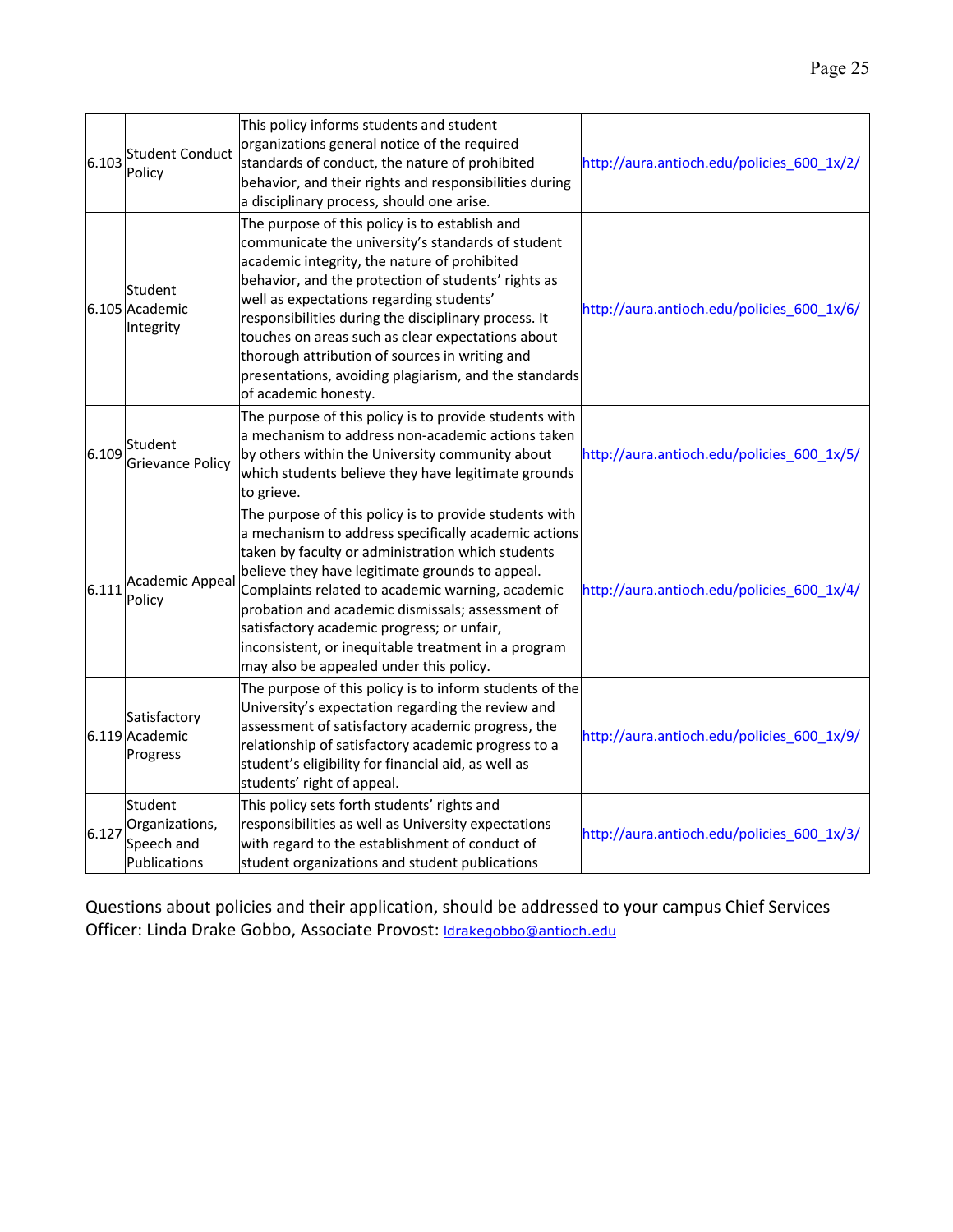| | | | |
|---|---|---|---|
| 6.103 | Student Conduct Policy | This policy informs students and student organizations general notice of the required standards of conduct, the nature of prohibited behavior, and their rights and responsibilities during a disciplinary process, should one arise. | http://aura.antioch.edu/policies_600_1x/2/ |
| 6.105 | Student Academic Integrity | The purpose of this policy is to establish and communicate the university's standards of student academic integrity, the nature of prohibited behavior, and the protection of students' rights as well as expectations regarding students' responsibilities during the disciplinary process. It touches on areas such as clear expectations about thorough attribution of sources in writing and presentations, avoiding plagiarism, and the standards of academic honesty. | http://aura.antioch.edu/policies_600_1x/6/ |
| 6.109 | Student Grievance Policy | The purpose of this policy is to provide students with a mechanism to address non-academic actions taken by others within the University community about which students believe they have legitimate grounds to grieve. | http://aura.antioch.edu/policies_600_1x/5/ |
| 6.111 | Academic Appeal Policy | The purpose of this policy is to provide students with a mechanism to address specifically academic actions taken by faculty or administration which students believe they have legitimate grounds to appeal. Complaints related to academic warning, academic probation and academic dismissals; assessment of satisfactory academic progress; or unfair, inconsistent, or inequitable treatment in a program may also be appealed under this policy. | http://aura.antioch.edu/policies_600_1x/4/ |
| 6.119 | Satisfactory Academic Progress | The purpose of this policy is to inform students of the University's expectation regarding the review and assessment of satisfactory academic progress, the relationship of satisfactory academic progress to a student's eligibility for financial aid, as well as students' right of appeal. | http://aura.antioch.edu/policies_600_1x/9/ |
| 6.127 | Student Organizations, Speech and Publications | This policy sets forth students' rights and responsibilities as well as University expectations with regard to the establishment of conduct of student organizations and student publications | http://aura.antioch.edu/policies_600_1x/3/ |

Questions about policies and their application, should be addressed to your campus Chief Services Officer: Linda Drake Gobbo, Associate Provost: ldrakegobbo@antioch.edu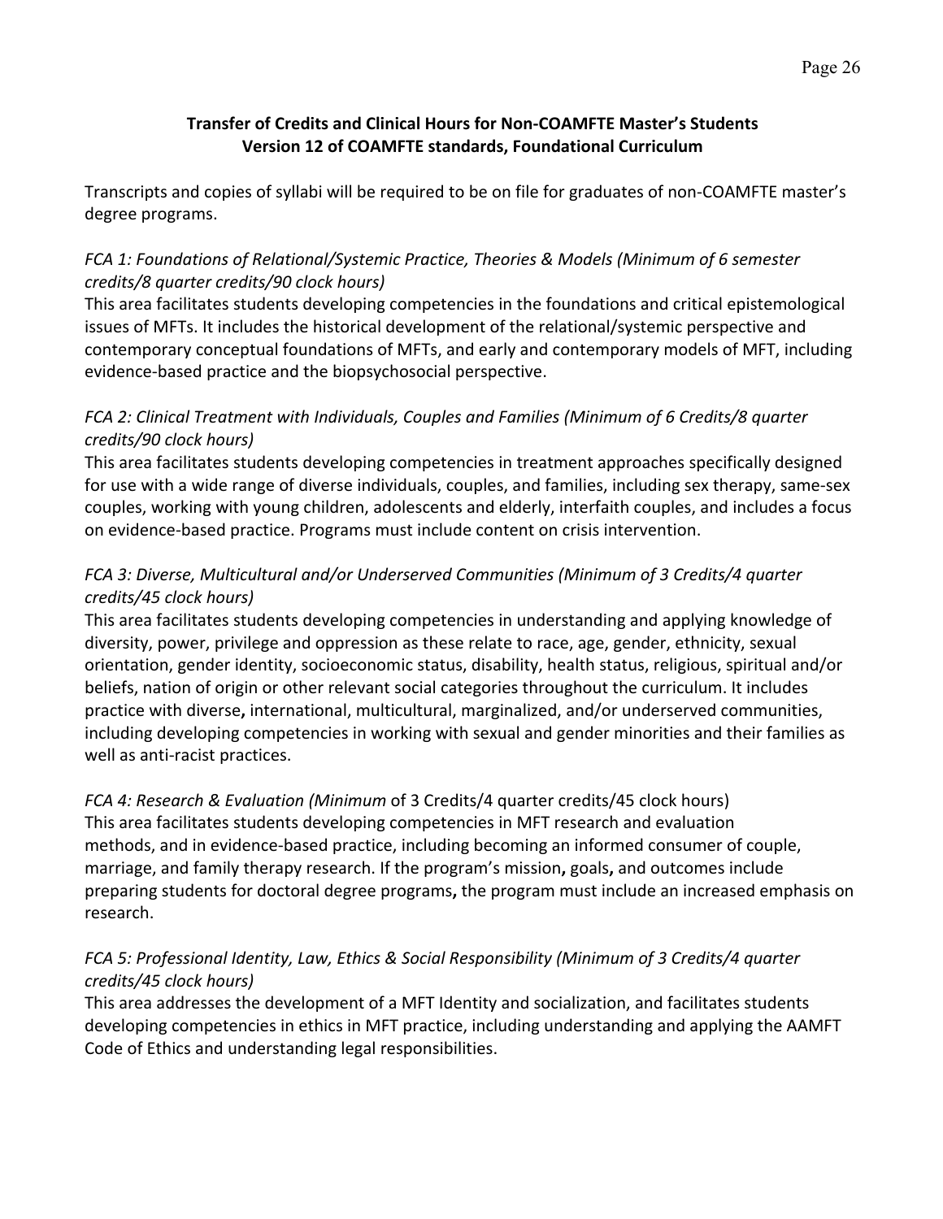**Transfer of Credits and Clinical Hours for Non-COAMFTE Master's Students**
**Version 12 of COAMFTE standards, Foundational Curriculum**

Transcripts and copies of syllabi will be required to be on file for graduates of non-COAMFTE master's degree programs.

*FCA 1: Foundations of Relational/Systemic Practice, Theories & Models (Minimum of 6 semester credits/8 quarter credits/90 clock hours)*
This area facilitates students developing competencies in the foundations and critical epistemological issues of MFTs. It includes the historical development of the relational/systemic perspective and contemporary conceptual foundations of MFTs, and early and contemporary models of MFT, including evidence-based practice and the biopsychosocial perspective.

*FCA 2: Clinical Treatment with Individuals, Couples and Families (Minimum of 6 Credits/8 quarter credits/90 clock hours)*
This area facilitates students developing competencies in treatment approaches specifically designed for use with a wide range of diverse individuals, couples, and families, including sex therapy, same-sex couples, working with young children, adolescents and elderly, interfaith couples, and includes a focus on evidence-based practice. Programs must include content on crisis intervention.

*FCA 3: Diverse, Multicultural and/or Underserved Communities (Minimum of 3 Credits/4 quarter credits/45 clock hours)*
This area facilitates students developing competencies in understanding and applying knowledge of diversity, power, privilege and oppression as these relate to race, age, gender, ethnicity, sexual orientation, gender identity, socioeconomic status, disability, health status, religious, spiritual and/or beliefs, nation of origin or other relevant social categories throughout the curriculum. It includes practice with diverse**,** international, multicultural, marginalized, and/or underserved communities, including developing competencies in working with sexual and gender minorities and their families as well as anti-racist practices.

*FCA 4: Research & Evaluation (Minimum* of 3 Credits/4 quarter credits/45 clock hours)
This area facilitates students developing competencies in MFT research and evaluation methods, and in evidence-based practice, including becoming an informed consumer of couple, marriage, and family therapy research. If the program's mission**,** goals**,** and outcomes include preparing students for doctoral degree programs**,** the program must include an increased emphasis on research.

*FCA 5: Professional Identity, Law, Ethics & Social Responsibility (Minimum of 3 Credits/4 quarter credits/45 clock hours)*
This area addresses the development of a MFT Identity and socialization, and facilitates students developing competencies in ethics in MFT practice, including understanding and applying the AAMFT Code of Ethics and understanding legal responsibilities.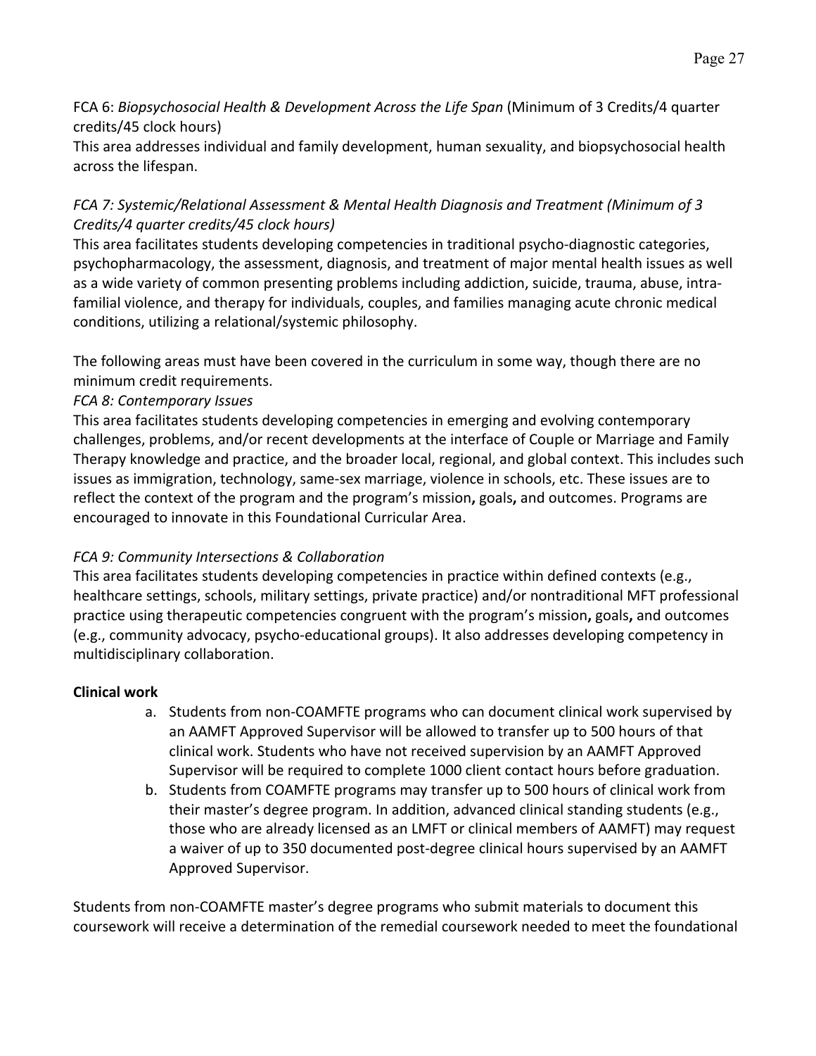FCA 6: *Biopsychosocial Health & Development Across the Life Span* (Minimum of 3 Credits/4 quarter credits/45 clock hours)
This area addresses individual and family development, human sexuality, and biopsychosocial health across the lifespan.

*FCA 7: Systemic/Relational Assessment & Mental Health Diagnosis and Treatment (Minimum of 3 Credits/4 quarter credits/45 clock hours)*
This area facilitates students developing competencies in traditional psycho-diagnostic categories, psychopharmacology, the assessment, diagnosis, and treatment of major mental health issues as well as a wide variety of common presenting problems including addiction, suicide, trauma, abuse, intra-familial violence, and therapy for individuals, couples, and families managing acute chronic medical conditions, utilizing a relational/systemic philosophy.

The following areas must have been covered in the curriculum in some way, though there are no minimum credit requirements.
*FCA 8: Contemporary Issues*
This area facilitates students developing competencies in emerging and evolving contemporary challenges, problems, and/or recent developments at the interface of Couple or Marriage and Family Therapy knowledge and practice, and the broader local, regional, and global context. This includes such issues as immigration, technology, same-sex marriage, violence in schools, etc. These issues are to reflect the context of the program and the program's mission**,** goals**,** and outcomes. Programs are encouraged to innovate in this Foundational Curricular Area.

*FCA 9: Community Intersections & Collaboration*
This area facilitates students developing competencies in practice within defined contexts (e.g., healthcare settings, schools, military settings, private practice) and/or nontraditional MFT professional practice using therapeutic competencies congruent with the program's mission**,** goals**,** and outcomes (e.g., community advocacy, psycho-educational groups). It also addresses developing competency in multidisciplinary collaboration.

**Clinical work**

a. Students from non-COAMFTE programs who can document clinical work supervised by an AAMFT Approved Supervisor will be allowed to transfer up to 500 hours of that clinical work. Students who have not received supervision by an AAMFT Approved Supervisor will be required to complete 1000 client contact hours before graduation.
b. Students from COAMFTE programs may transfer up to 500 hours of clinical work from their master's degree program. In addition, advanced clinical standing students (e.g., those who are already licensed as an LMFT or clinical members of AAMFT) may request a waiver of up to 350 documented post-degree clinical hours supervised by an AAMFT Approved Supervisor.

Students from non-COAMFTE master's degree programs who submit materials to document this coursework will receive a determination of the remedial coursework needed to meet the foundational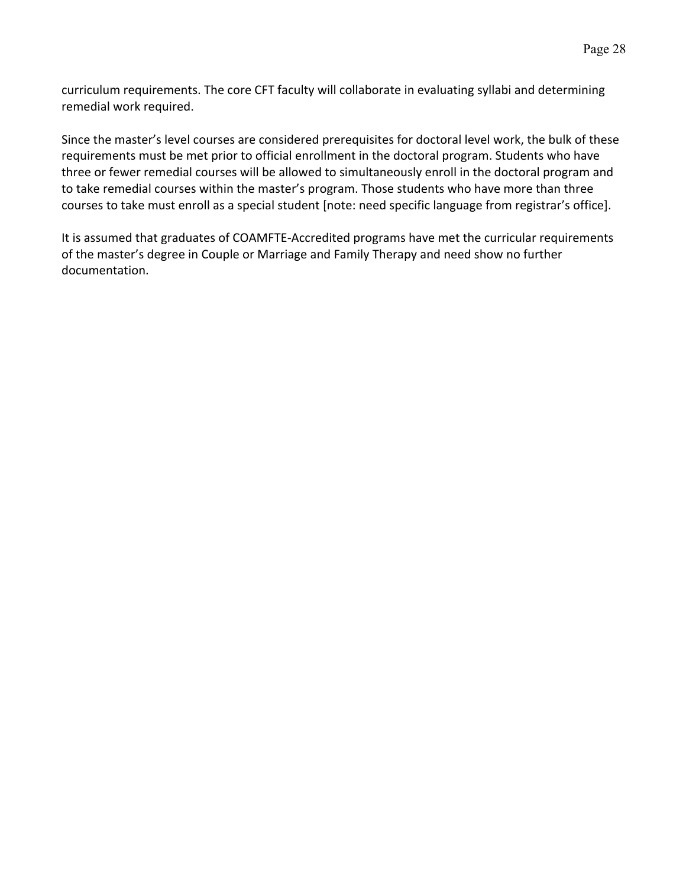curriculum requirements. The core CFT faculty will collaborate in evaluating syllabi and determining remedial work required.

Since the master's level courses are considered prerequisites for doctoral level work, the bulk of these requirements must be met prior to official enrollment in the doctoral program. Students who have three or fewer remedial courses will be allowed to simultaneously enroll in the doctoral program and to take remedial courses within the master's program. Those students who have more than three courses to take must enroll as a special student [note: need specific language from registrar's office].

It is assumed that graduates of COAMFTE-Accredited programs have met the curricular requirements of the master's degree in Couple or Marriage and Family Therapy and need show no further documentation.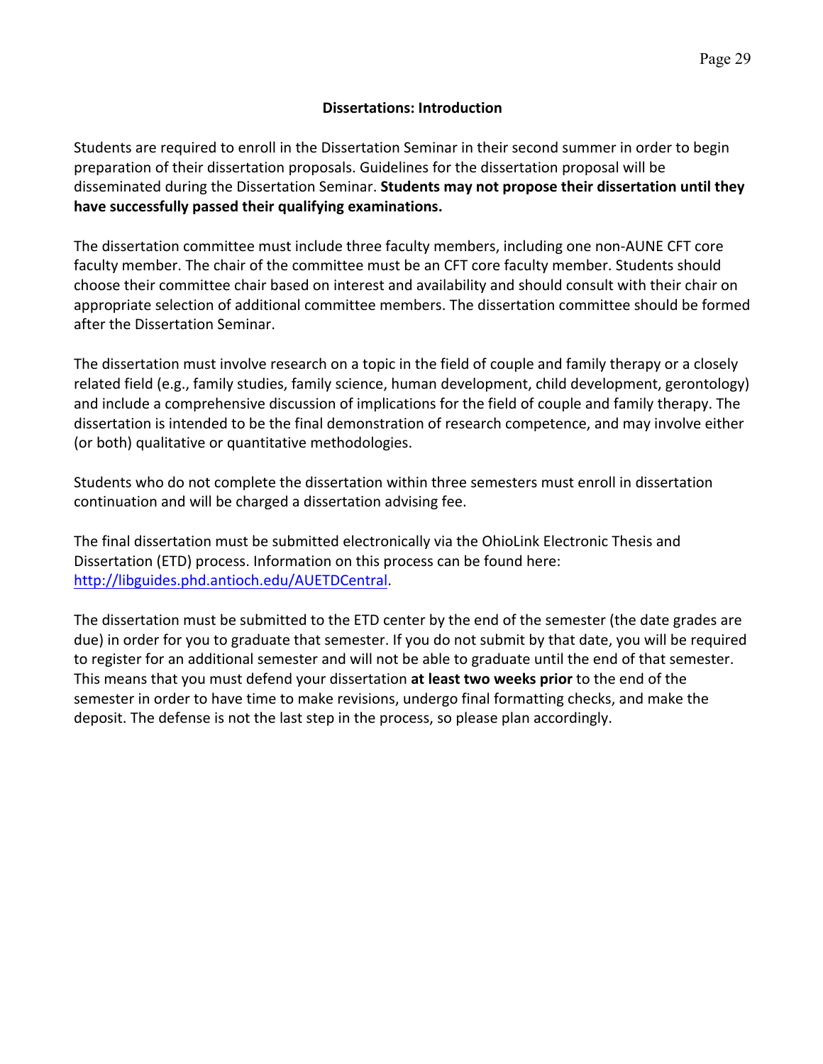## Dissertations: Introduction

Students are required to enroll in the Dissertation Seminar in their second summer in order to begin preparation of their dissertation proposals. Guidelines for the dissertation proposal will be disseminated during the Dissertation Seminar. **Students may not propose their dissertation until they have successfully passed their qualifying examinations.**

The dissertation committee must include three faculty members, including one non-AUNE CFT core faculty member. The chair of the committee must be an CFT core faculty member. Students should choose their committee chair based on interest and availability and should consult with their chair on appropriate selection of additional committee members. The dissertation committee should be formed after the Dissertation Seminar.

The dissertation must involve research on a topic in the field of couple and family therapy or a closely related field (e.g., family studies, family science, human development, child development, gerontology) and include a comprehensive discussion of implications for the field of couple and family therapy. The dissertation is intended to be the final demonstration of research competence, and may involve either (or both) qualitative or quantitative methodologies.

Students who do not complete the dissertation within three semesters must enroll in dissertation continuation and will be charged a dissertation advising fee.

The final dissertation must be submitted electronically via the OhioLink Electronic Thesis and Dissertation (ETD) process. Information on this process can be found here: [http://libguides.phd.antioch.edu/AUETDCentral](http://libguides.phd.antioch.edu/AUETDCentral).

The dissertation must be submitted to the ETD center by the end of the semester (the date grades are due) in order for you to graduate that semester. If you do not submit by that date, you will be required to register for an additional semester and will not be able to graduate until the end of that semester. This means that you must defend your dissertation **at least two weeks prior** to the end of the semester in order to have time to make revisions, undergo final formatting checks, and make the deposit. The defense is not the last step in the process, so please plan accordingly.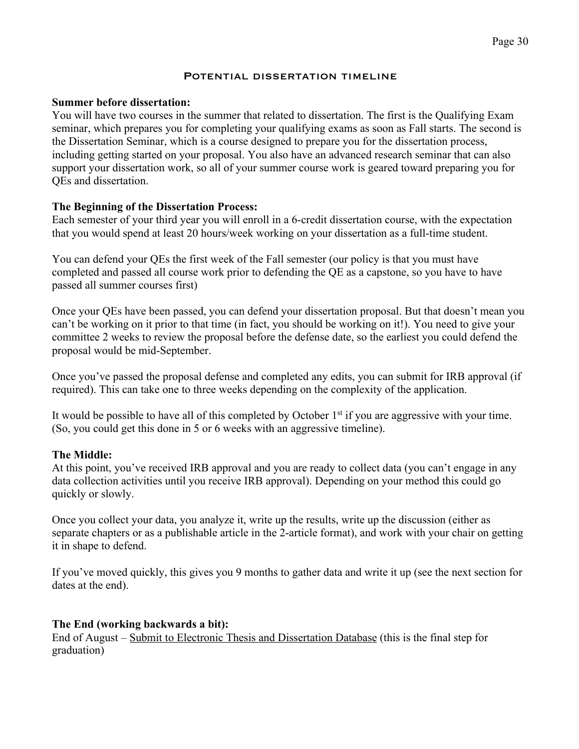## Potential dissertation timeline

**Summer before dissertation:**
You will have two courses in the summer that related to dissertation. The first is the Qualifying Exam seminar, which prepares you for completing your qualifying exams as soon as Fall starts. The second is the Dissertation Seminar, which is a course designed to prepare you for the dissertation process, including getting started on your proposal. You also have an advanced research seminar that can also support your dissertation work, so all of your summer course work is geared toward preparing you for QEs and dissertation.

**The Beginning of the Dissertation Process:**
Each semester of your third year you will enroll in a 6-credit dissertation course, with the expectation that you would spend at least 20 hours/week working on your dissertation as a full-time student.

You can defend your QEs the first week of the Fall semester (our policy is that you must have completed and passed all course work prior to defending the QE as a capstone, so you have to have passed all summer courses first)

Once your QEs have been passed, you can defend your dissertation proposal. But that doesn't mean you can't be working on it prior to that time (in fact, you should be working on it!). You need to give your committee 2 weeks to review the proposal before the defense date, so the earliest you could defend the proposal would be mid-September.

Once you've passed the proposal defense and completed any edits, you can submit for IRB approval (if required). This can take one to three weeks depending on the complexity of the application.

It would be possible to have all of this completed by October 1st if you are aggressive with your time. (So, you could get this done in 5 or 6 weeks with an aggressive timeline).

**The Middle:**
At this point, you've received IRB approval and you are ready to collect data (you can't engage in any data collection activities until you receive IRB approval). Depending on your method this could go quickly or slowly.

Once you collect your data, you analyze it, write up the results, write up the discussion (either as separate chapters or as a publishable article in the 2-article format), and work with your chair on getting it in shape to defend.

If you've moved quickly, this gives you 9 months to gather data and write it up (see the next section for dates at the end).

**The End (working backwards a bit):**
End of August – Submit to Electronic Thesis and Dissertation Database (this is the final step for graduation)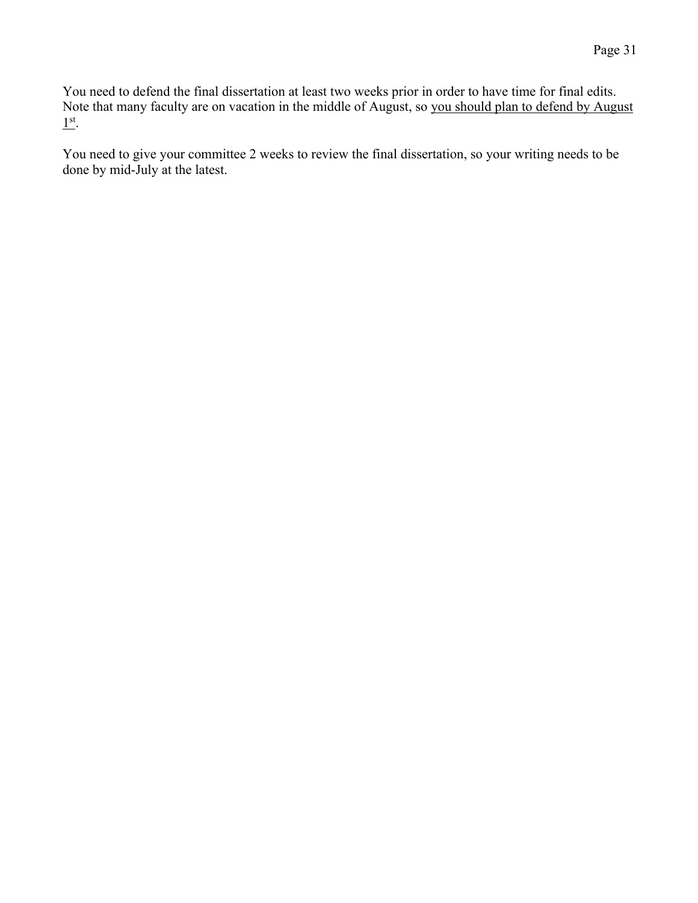You need to defend the final dissertation at least two weeks prior in order to have time for final edits. Note that many faculty are on vacation in the middle of August, so <u>you should plan to defend by August 1st</u>.

You need to give your committee 2 weeks to review the final dissertation, so your writing needs to be done by mid-July at the latest.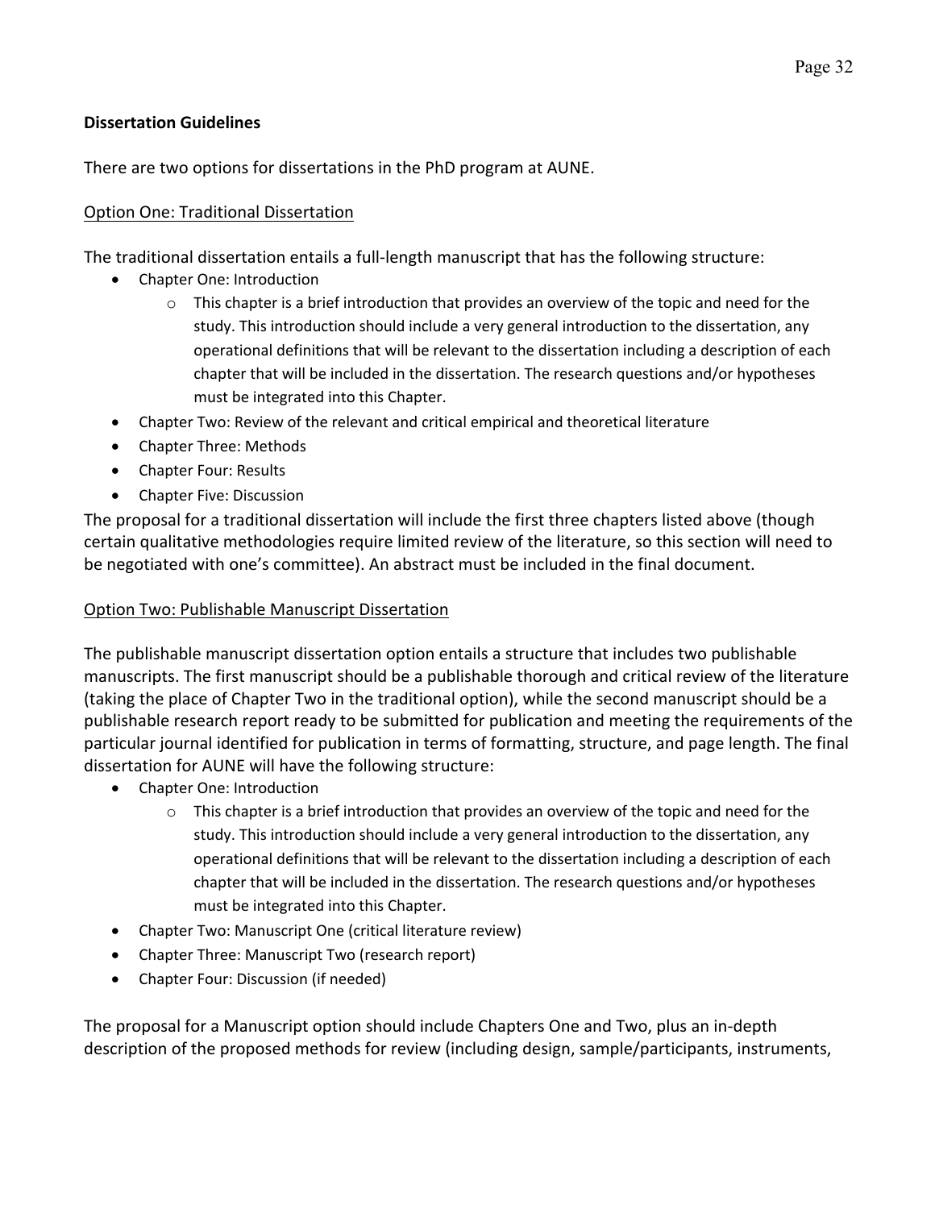**Dissertation Guidelines**

There are two options for dissertations in the PhD program at AUNE.

Option One: Traditional Dissertation

The traditional dissertation entails a full-length manuscript that has the following structure:

- Chapter One: Introduction
  - This chapter is a brief introduction that provides an overview of the topic and need for the study. This introduction should include a very general introduction to the dissertation, any operational definitions that will be relevant to the dissertation including a description of each chapter that will be included in the dissertation. The research questions and/or hypotheses must be integrated into this Chapter.
- Chapter Two: Review of the relevant and critical empirical and theoretical literature
- Chapter Three: Methods
- Chapter Four: Results
- Chapter Five: Discussion

The proposal for a traditional dissertation will include the first three chapters listed above (though certain qualitative methodologies require limited review of the literature, so this section will need to be negotiated with one's committee). An abstract must be included in the final document.

Option Two: Publishable Manuscript Dissertation

The publishable manuscript dissertation option entails a structure that includes two publishable manuscripts. The first manuscript should be a publishable thorough and critical review of the literature (taking the place of Chapter Two in the traditional option), while the second manuscript should be a publishable research report ready to be submitted for publication and meeting the requirements of the particular journal identified for publication in terms of formatting, structure, and page length. The final dissertation for AUNE will have the following structure:

- Chapter One: Introduction
  - This chapter is a brief introduction that provides an overview of the topic and need for the study. This introduction should include a very general introduction to the dissertation, any operational definitions that will be relevant to the dissertation including a description of each chapter that will be included in the dissertation. The research questions and/or hypotheses must be integrated into this Chapter.
- Chapter Two: Manuscript One (critical literature review)
- Chapter Three: Manuscript Two (research report)
- Chapter Four: Discussion (if needed)

The proposal for a Manuscript option should include Chapters One and Two, plus an in-depth description of the proposed methods for review (including design, sample/participants, instruments,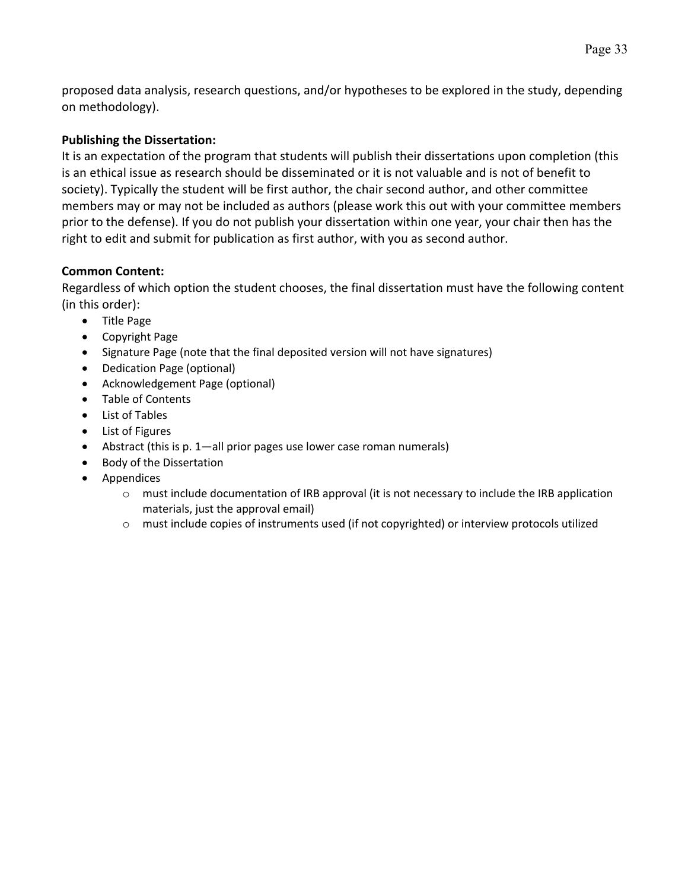proposed data analysis, research questions, and/or hypotheses to be explored in the study, depending on methodology).

**Publishing the Dissertation:**

It is an expectation of the program that students will publish their dissertations upon completion (this is an ethical issue as research should be disseminated or it is not valuable and is not of benefit to society). Typically the student will be first author, the chair second author, and other committee members may or may not be included as authors (please work this out with your committee members prior to the defense). If you do not publish your dissertation within one year, your chair then has the right to edit and submit for publication as first author, with you as second author.

**Common Content:**

Regardless of which option the student chooses, the final dissertation must have the following content (in this order):

- Title Page
- Copyright Page
- Signature Page (note that the final deposited version will not have signatures)
- Dedication Page (optional)
- Acknowledgement Page (optional)
- Table of Contents
- List of Tables
- List of Figures
- Abstract (this is p. 1—all prior pages use lower case roman numerals)
- Body of the Dissertation
- Appendices
    - must include documentation of IRB approval (it is not necessary to include the IRB application materials, just the approval email)
    - must include copies of instruments used (if not copyrighted) or interview protocols utilized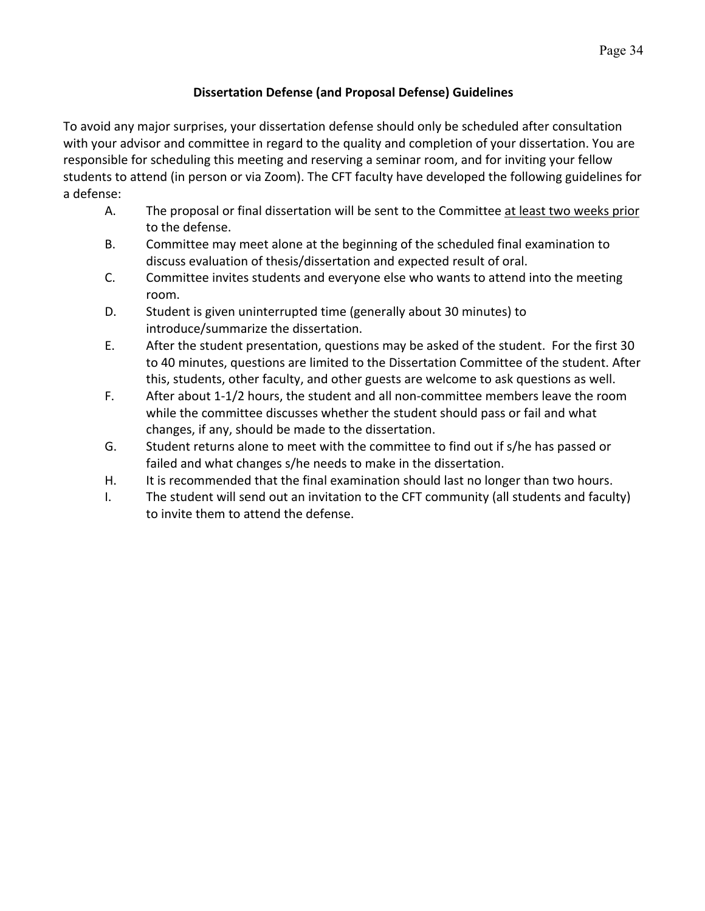### Dissertation Defense (and Proposal Defense) Guidelines

To avoid any major surprises, your dissertation defense should only be scheduled after consultation with your advisor and committee in regard to the quality and completion of your dissertation. You are responsible for scheduling this meeting and reserving a seminar room, and for inviting your fellow students to attend (in person or via Zoom). The CFT faculty have developed the following guidelines for a defense:

A. The proposal or final dissertation will be sent to the Committee <u>at least two weeks prior</u> to the defense.

B. Committee may meet alone at the beginning of the scheduled final examination to discuss evaluation of thesis/dissertation and expected result of oral.

C. Committee invites students and everyone else who wants to attend into the meeting room.

D. Student is given uninterrupted time (generally about 30 minutes) to introduce/summarize the dissertation.

E. After the student presentation, questions may be asked of the student. For the first 30 to 40 minutes, questions are limited to the Dissertation Committee of the student. After this, students, other faculty, and other guests are welcome to ask questions as well.

F. After about 1-1/2 hours, the student and all non-committee members leave the room while the committee discusses whether the student should pass or fail and what changes, if any, should be made to the dissertation.

G. Student returns alone to meet with the committee to find out if s/he has passed or failed and what changes s/he needs to make in the dissertation.

H. It is recommended that the final examination should last no longer than two hours.

I. The student will send out an invitation to the CFT community (all students and faculty) to invite them to attend the defense.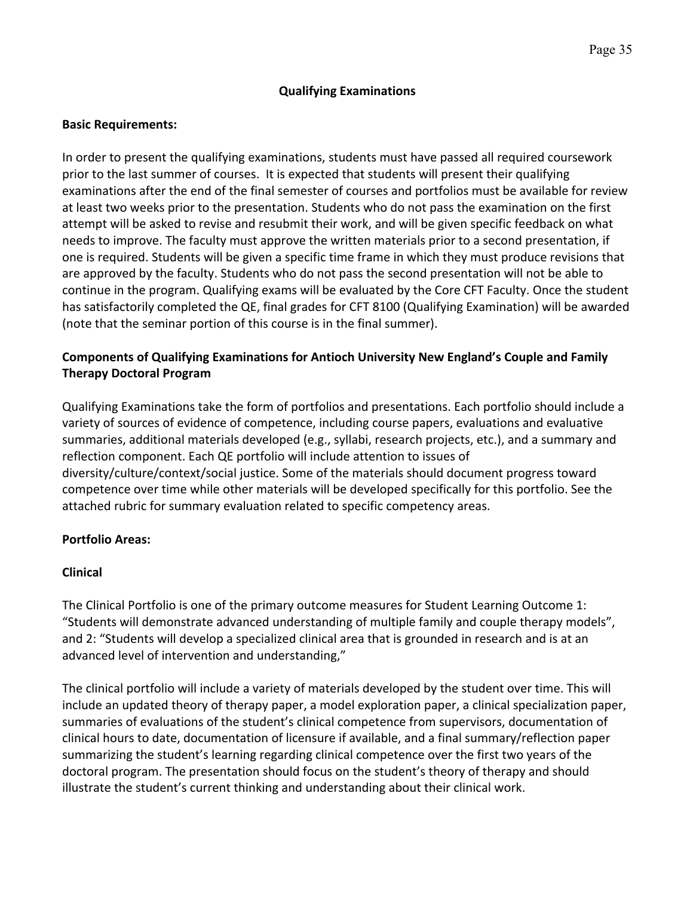## Qualifying Examinations

**Basic Requirements:**

In order to present the qualifying examinations, students must have passed all required coursework prior to the last summer of courses. It is expected that students will present their qualifying examinations after the end of the final semester of courses and portfolios must be available for review at least two weeks prior to the presentation. Students who do not pass the examination on the first attempt will be asked to revise and resubmit their work, and will be given specific feedback on what needs to improve. The faculty must approve the written materials prior to a second presentation, if one is required. Students will be given a specific time frame in which they must produce revisions that are approved by the faculty. Students who do not pass the second presentation will not be able to continue in the program. Qualifying exams will be evaluated by the Core CFT Faculty. Once the student has satisfactorily completed the QE, final grades for CFT 8100 (Qualifying Examination) will be awarded (note that the seminar portion of this course is in the final summer).

### Components of Qualifying Examinations for Antioch University New England's Couple and Family Therapy Doctoral Program

Qualifying Examinations take the form of portfolios and presentations. Each portfolio should include a variety of sources of evidence of competence, including course papers, evaluations and evaluative summaries, additional materials developed (e.g., syllabi, research projects, etc.), and a summary and reflection component. Each QE portfolio will include attention to issues of diversity/culture/context/social justice. Some of the materials should document progress toward competence over time while other materials will be developed specifically for this portfolio. See the attached rubric for summary evaluation related to specific competency areas.

**Portfolio Areas:**

**Clinical**

The Clinical Portfolio is one of the primary outcome measures for Student Learning Outcome 1: "Students will demonstrate advanced understanding of multiple family and couple therapy models", and 2: "Students will develop a specialized clinical area that is grounded in research and is at an advanced level of intervention and understanding,"

The clinical portfolio will include a variety of materials developed by the student over time. This will include an updated theory of therapy paper, a model exploration paper, a clinical specialization paper, summaries of evaluations of the student's clinical competence from supervisors, documentation of clinical hours to date, documentation of licensure if available, and a final summary/reflection paper summarizing the student's learning regarding clinical competence over the first two years of the doctoral program. The presentation should focus on the student's theory of therapy and should illustrate the student's current thinking and understanding about their clinical work.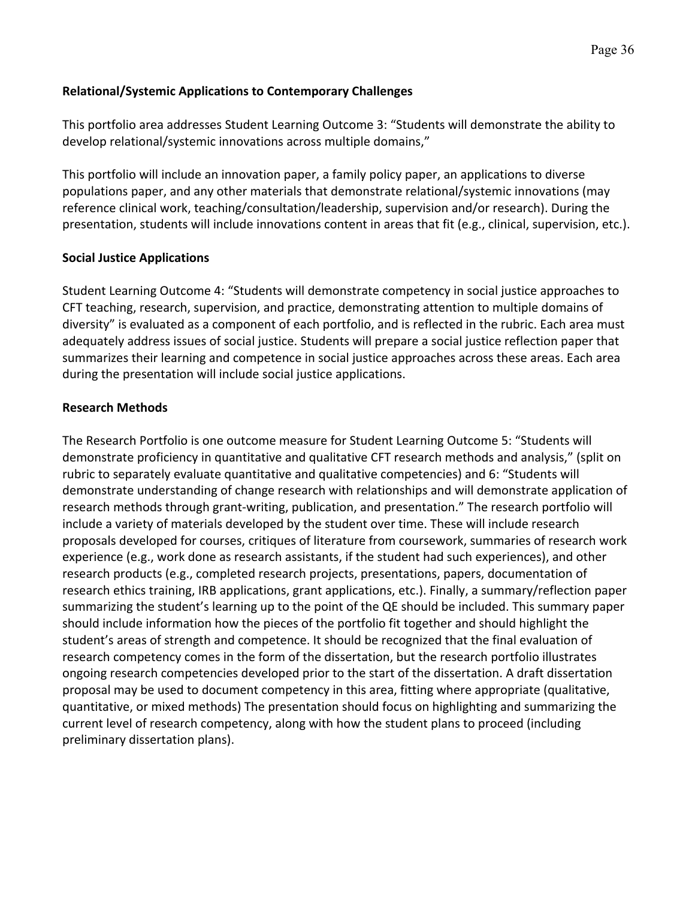**Relational/Systemic Applications to Contemporary Challenges**

This portfolio area addresses Student Learning Outcome 3: "Students will demonstrate the ability to develop relational/systemic innovations across multiple domains,"

This portfolio will include an innovation paper, a family policy paper, an applications to diverse populations paper, and any other materials that demonstrate relational/systemic innovations (may reference clinical work, teaching/consultation/leadership, supervision and/or research). During the presentation, students will include innovations content in areas that fit (e.g., clinical, supervision, etc.).

**Social Justice Applications**

Student Learning Outcome 4: "Students will demonstrate competency in social justice approaches to CFT teaching, research, supervision, and practice, demonstrating attention to multiple domains of diversity" is evaluated as a component of each portfolio, and is reflected in the rubric. Each area must adequately address issues of social justice. Students will prepare a social justice reflection paper that summarizes their learning and competence in social justice approaches across these areas. Each area during the presentation will include social justice applications.

**Research Methods**

The Research Portfolio is one outcome measure for Student Learning Outcome 5: "Students will demonstrate proficiency in quantitative and qualitative CFT research methods and analysis," (split on rubric to separately evaluate quantitative and qualitative competencies) and 6: "Students will demonstrate understanding of change research with relationships and will demonstrate application of research methods through grant-writing, publication, and presentation." The research portfolio will include a variety of materials developed by the student over time. These will include research proposals developed for courses, critiques of literature from coursework, summaries of research work experience (e.g., work done as research assistants, if the student had such experiences), and other research products (e.g., completed research projects, presentations, papers, documentation of research ethics training, IRB applications, grant applications, etc.). Finally, a summary/reflection paper summarizing the student's learning up to the point of the QE should be included. This summary paper should include information how the pieces of the portfolio fit together and should highlight the student's areas of strength and competence. It should be recognized that the final evaluation of research competency comes in the form of the dissertation, but the research portfolio illustrates ongoing research competencies developed prior to the start of the dissertation. A draft dissertation proposal may be used to document competency in this area, fitting where appropriate (qualitative, quantitative, or mixed methods) The presentation should focus on highlighting and summarizing the current level of research competency, along with how the student plans to proceed (including preliminary dissertation plans).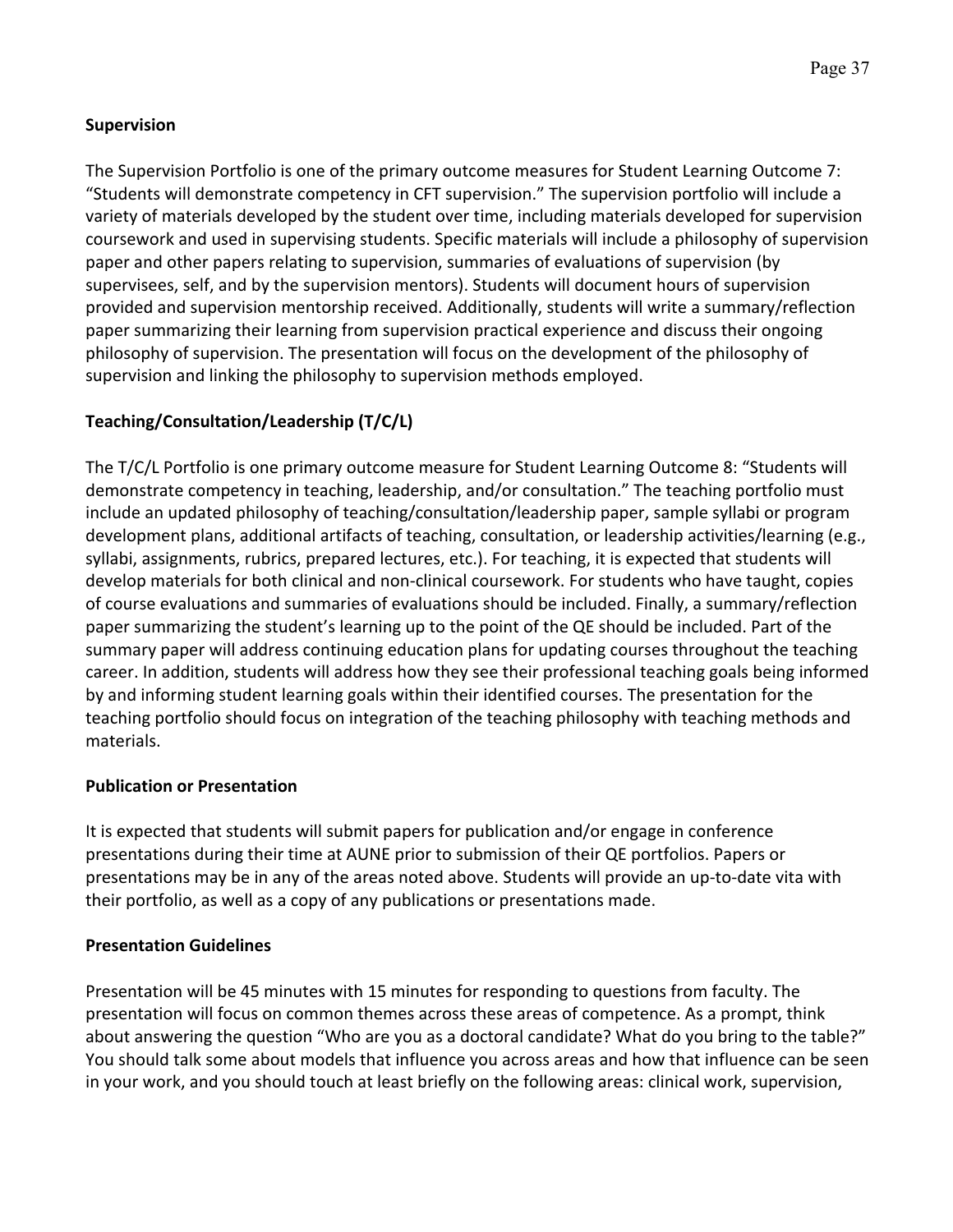**Supervision**

The Supervision Portfolio is one of the primary outcome measures for Student Learning Outcome 7: "Students will demonstrate competency in CFT supervision." The supervision portfolio will include a variety of materials developed by the student over time, including materials developed for supervision coursework and used in supervising students. Specific materials will include a philosophy of supervision paper and other papers relating to supervision, summaries of evaluations of supervision (by supervisees, self, and by the supervision mentors). Students will document hours of supervision provided and supervision mentorship received. Additionally, students will write a summary/reflection paper summarizing their learning from supervision practical experience and discuss their ongoing philosophy of supervision. The presentation will focus on the development of the philosophy of supervision and linking the philosophy to supervision methods employed.

**Teaching/Consultation/Leadership (T/C/L)**

The T/C/L Portfolio is one primary outcome measure for Student Learning Outcome 8: "Students will demonstrate competency in teaching, leadership, and/or consultation." The teaching portfolio must include an updated philosophy of teaching/consultation/leadership paper, sample syllabi or program development plans, additional artifacts of teaching, consultation, or leadership activities/learning (e.g., syllabi, assignments, rubrics, prepared lectures, etc.). For teaching, it is expected that students will develop materials for both clinical and non-clinical coursework. For students who have taught, copies of course evaluations and summaries of evaluations should be included. Finally, a summary/reflection paper summarizing the student's learning up to the point of the QE should be included. Part of the summary paper will address continuing education plans for updating courses throughout the teaching career. In addition, students will address how they see their professional teaching goals being informed by and informing student learning goals within their identified courses. The presentation for the teaching portfolio should focus on integration of the teaching philosophy with teaching methods and materials.

**Publication or Presentation**

It is expected that students will submit papers for publication and/or engage in conference presentations during their time at AUNE prior to submission of their QE portfolios. Papers or presentations may be in any of the areas noted above. Students will provide an up-to-date vita with their portfolio, as well as a copy of any publications or presentations made.

**Presentation Guidelines**

Presentation will be 45 minutes with 15 minutes for responding to questions from faculty. The presentation will focus on common themes across these areas of competence. As a prompt, think about answering the question "Who are you as a doctoral candidate? What do you bring to the table?" You should talk some about models that influence you across areas and how that influence can be seen in your work, and you should touch at least briefly on the following areas: clinical work, supervision,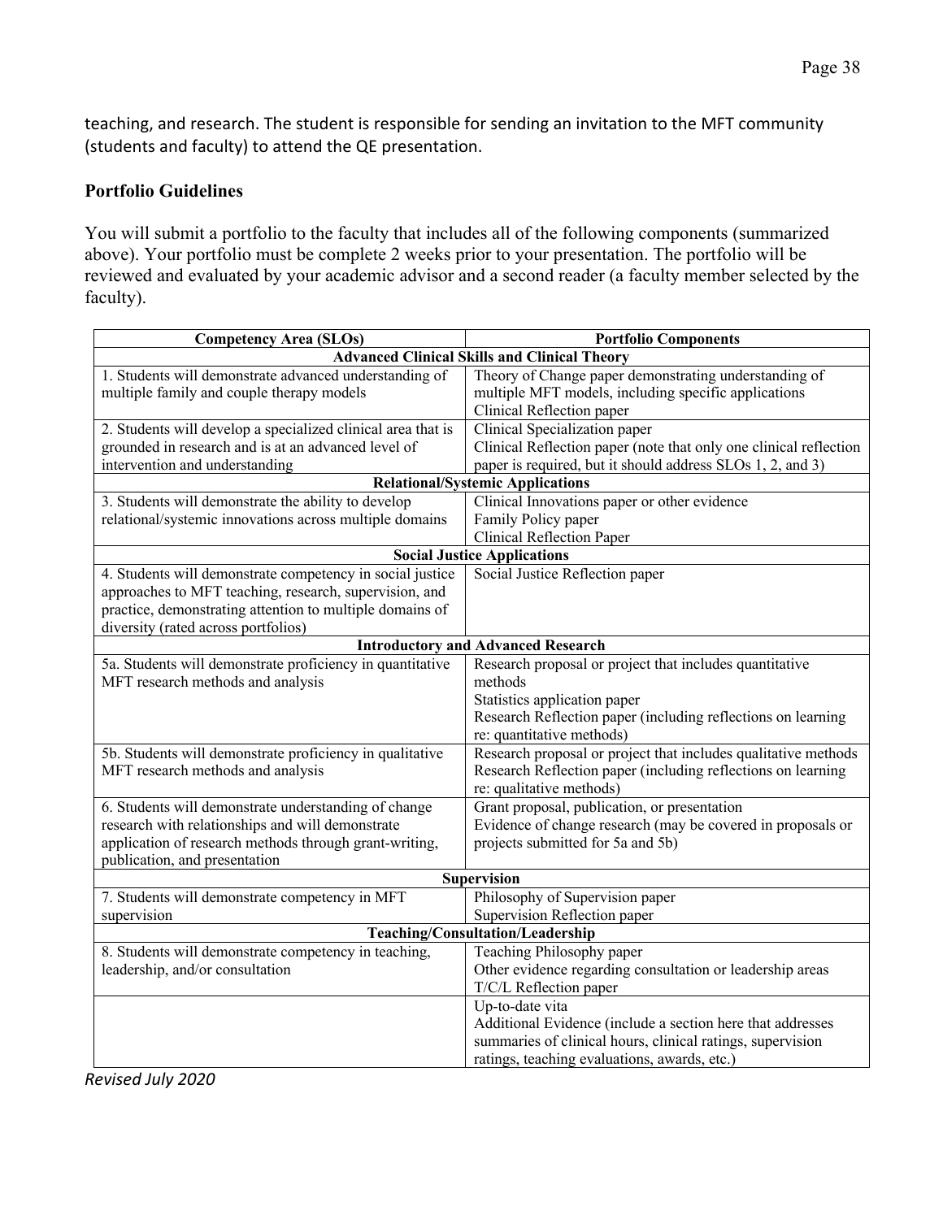teaching, and research. The student is responsible for sending an invitation to the MFT community (students and faculty) to attend the QE presentation.

### Portfolio Guidelines

You will submit a portfolio to the faculty that includes all of the following components (summarized above). Your portfolio must be complete 2 weeks prior to your presentation. The portfolio will be reviewed and evaluated by your academic advisor and a second reader (a faculty member selected by the faculty).

| Competency Area (SLOs) | Portfolio Components |
|---|---|
| **Advanced Clinical Skills and Clinical Theory** | |
| 1. Students will demonstrate advanced understanding of multiple family and couple therapy models | Theory of Change paper demonstrating understanding of multiple MFT models, including specific applications<br>Clinical Reflection paper |
| 2. Students will develop a specialized clinical area that is grounded in research and is at an advanced level of intervention and understanding | Clinical Specialization paper<br>Clinical Reflection paper (note that only one clinical reflection paper is required, but it should address SLOs 1, 2, and 3) |
| **Relational/Systemic Applications** | |
| 3. Students will demonstrate the ability to develop relational/systemic innovations across multiple domains | Clinical Innovations paper or other evidence<br>Family Policy paper<br>Clinical Reflection Paper |
| **Social Justice Applications** | |
| 4. Students will demonstrate competency in social justice approaches to MFT teaching, research, supervision, and practice, demonstrating attention to multiple domains of diversity (rated across portfolios) | Social Justice Reflection paper |
| **Introductory and Advanced Research** | |
| 5a. Students will demonstrate proficiency in quantitative MFT research methods and analysis | Research proposal or project that includes quantitative methods<br>Statistics application paper<br>Research Reflection paper (including reflections on learning re: quantitative methods) |
| 5b. Students will demonstrate proficiency in qualitative MFT research methods and analysis | Research proposal or project that includes qualitative methods<br>Research Reflection paper (including reflections on learning re: qualitative methods) |
| 6. Students will demonstrate understanding of change research with relationships and will demonstrate application of research methods through grant-writing, publication, and presentation | Grant proposal, publication, or presentation<br>Evidence of change research (may be covered in proposals or projects submitted for 5a and 5b) |
| **Supervision** | |
| 7. Students will demonstrate competency in MFT supervision | Philosophy of Supervision paper<br>Supervision Reflection paper |
| **Teaching/Consultation/Leadership** | |
| 8. Students will demonstrate competency in teaching, leadership, and/or consultation | Teaching Philosophy paper<br>Other evidence regarding consultation or leadership areas<br>T/C/L Reflection paper |
| | Up-to-date vita<br>Additional Evidence (include a section here that addresses summaries of clinical hours, clinical ratings, supervision ratings, teaching evaluations, awards, etc.) |

*Revised July 2020*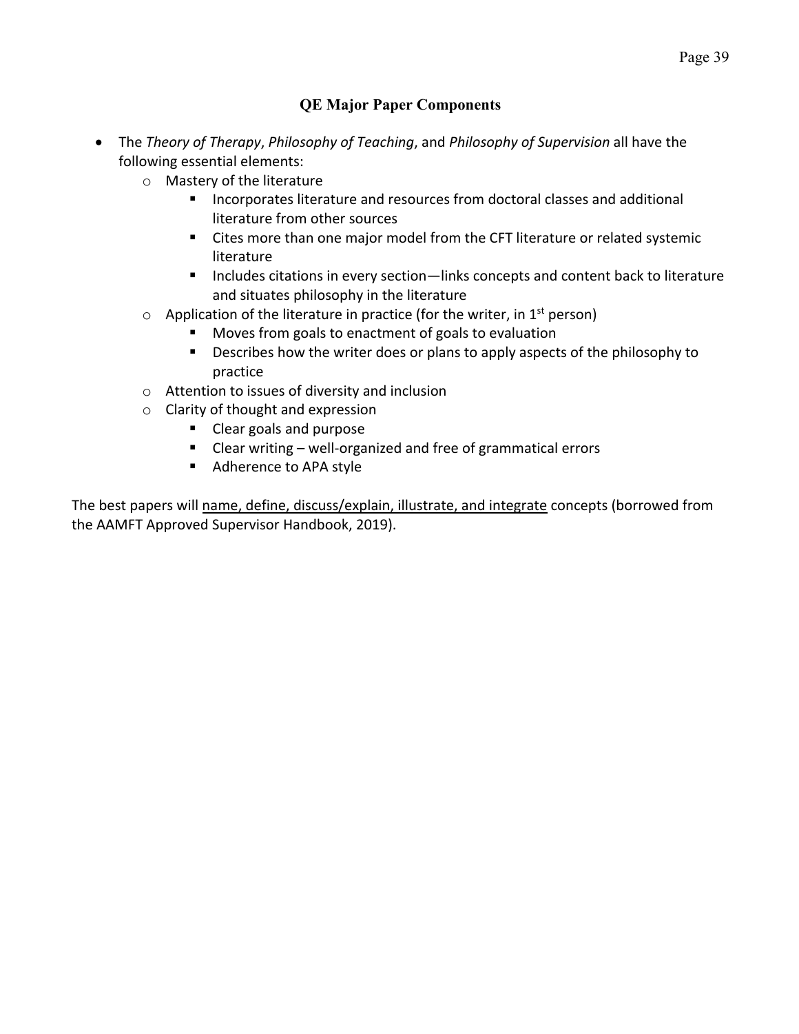## QE Major Paper Components

- The *Theory of Therapy*, *Philosophy of Teaching*, and *Philosophy of Supervision* all have the following essential elements:
    - Mastery of the literature
        - Incorporates literature and resources from doctoral classes and additional literature from other sources
        - Cites more than one major model from the CFT literature or related systemic literature
        - Includes citations in every section—links concepts and content back to literature and situates philosophy in the literature
    - Application of the literature in practice (for the writer, in 1st person)
        - Moves from goals to enactment of goals to evaluation
        - Describes how the writer does or plans to apply aspects of the philosophy to practice
    - Attention to issues of diversity and inclusion
    - Clarity of thought and expression
        - Clear goals and purpose
        - Clear writing – well-organized and free of grammatical errors
        - Adherence to APA style

The best papers will <u>name, define, discuss/explain, illustrate, and integrate</u> concepts (borrowed from the AAMFT Approved Supervisor Handbook, 2019).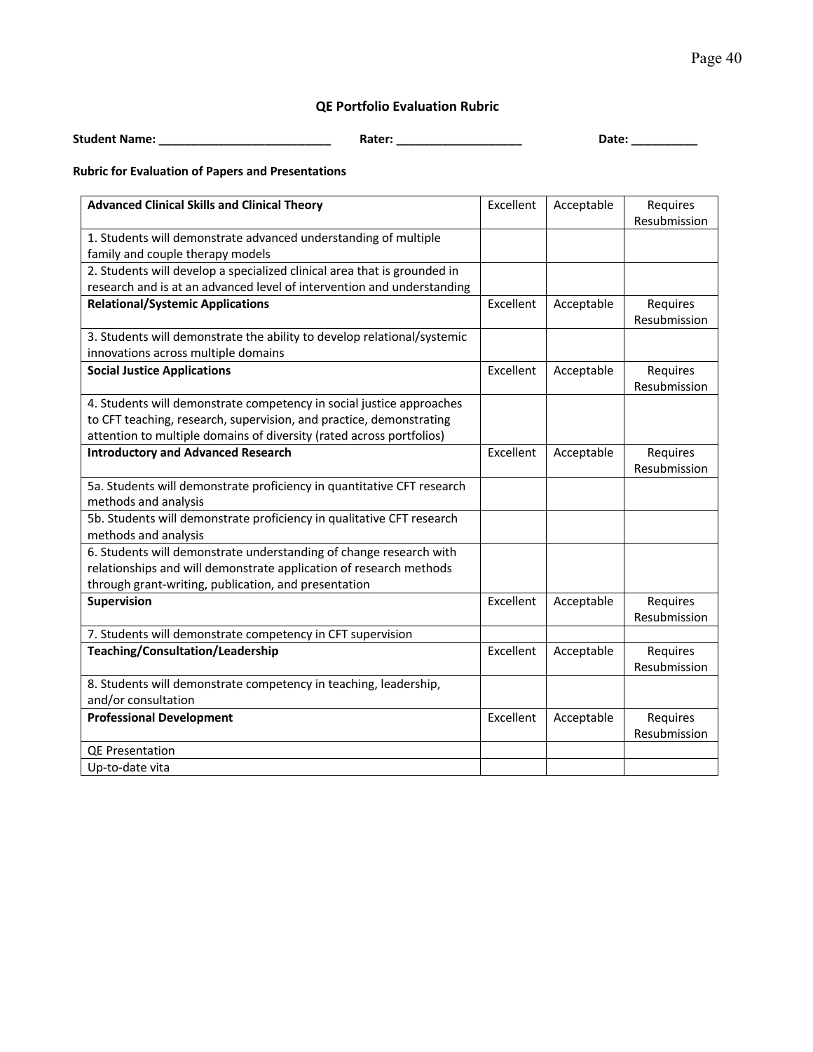### QE Portfolio Evaluation Rubric

**Student Name: __________________________ Rater: ___________________ Date: __________**

**Rubric for Evaluation of Papers and Presentations**

| **Advanced Clinical Skills and Clinical Theory** | Excellent | Acceptable | Requires Resubmission |
|---|---|---|---|
| 1. Students will demonstrate advanced understanding of multiple family and couple therapy models | | | |
| 2. Students will develop a specialized clinical area that is grounded in research and is at an advanced level of intervention and understanding | | | |
| **Relational/Systemic Applications** | Excellent | Acceptable | Requires Resubmission |
| 3. Students will demonstrate the ability to develop relational/systemic innovations across multiple domains | | | |
| **Social Justice Applications** | Excellent | Acceptable | Requires Resubmission |
| 4. Students will demonstrate competency in social justice approaches to CFT teaching, research, supervision, and practice, demonstrating attention to multiple domains of diversity (rated across portfolios) | | | |
| **Introductory and Advanced Research** | Excellent | Acceptable | Requires Resubmission |
| 5a. Students will demonstrate proficiency in quantitative CFT research methods and analysis | | | |
| 5b. Students will demonstrate proficiency in qualitative CFT research methods and analysis | | | |
| 6. Students will demonstrate understanding of change research with relationships and will demonstrate application of research methods through grant-writing, publication, and presentation | | | |
| **Supervision** | Excellent | Acceptable | Requires Resubmission |
| 7. Students will demonstrate competency in CFT supervision | | | |
| **Teaching/Consultation/Leadership** | Excellent | Acceptable | Requires Resubmission |
| 8. Students will demonstrate competency in teaching, leadership, and/or consultation | | | |
| **Professional Development** | Excellent | Acceptable | Requires Resubmission |
| QE Presentation | | | |
| Up-to-date vita | | | |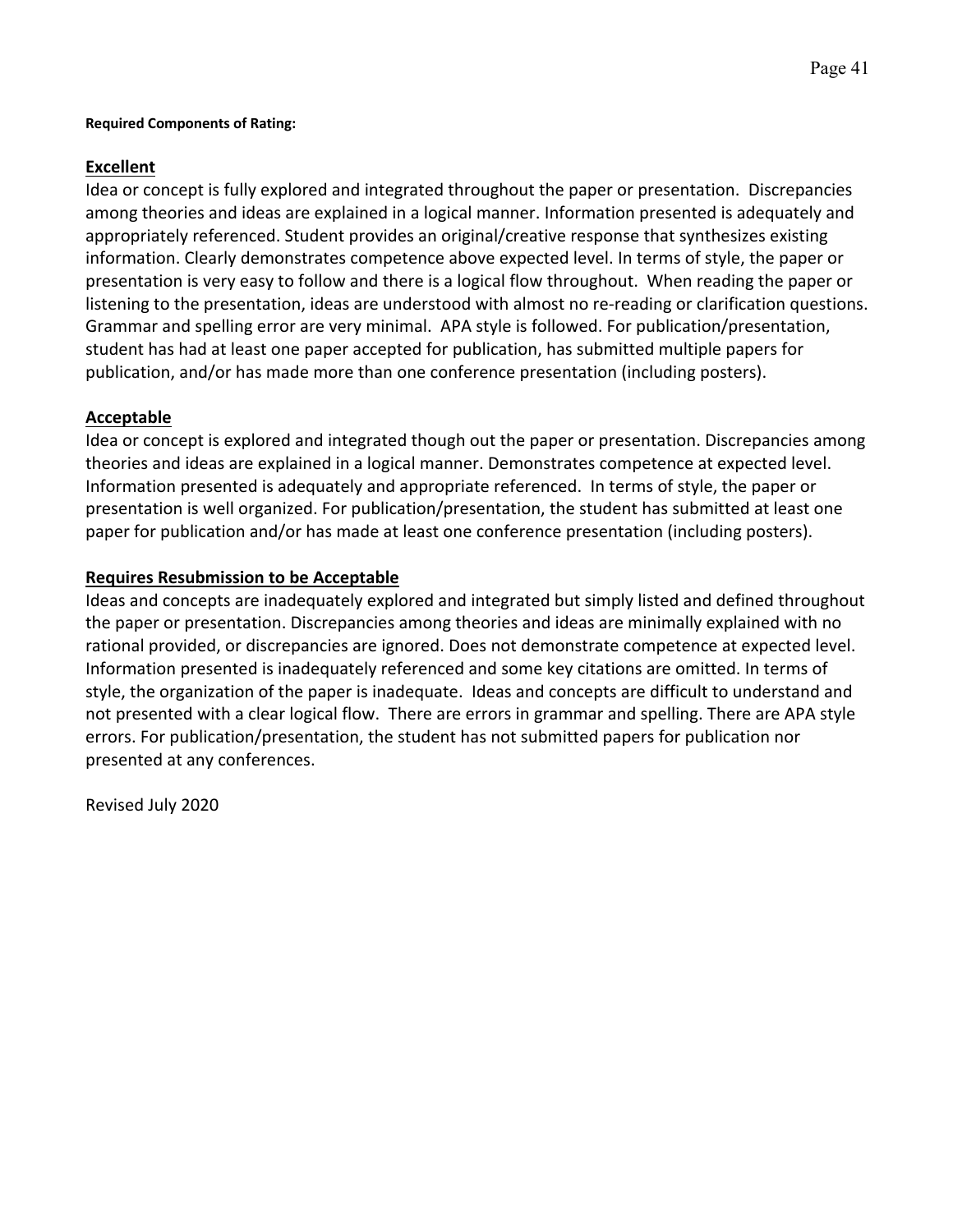**Required Components of Rating:**

**Excellent**

Idea or concept is fully explored and integrated throughout the paper or presentation. Discrepancies among theories and ideas are explained in a logical manner. Information presented is adequately and appropriately referenced. Student provides an original/creative response that synthesizes existing information. Clearly demonstrates competence above expected level. In terms of style, the paper or presentation is very easy to follow and there is a logical flow throughout. When reading the paper or listening to the presentation, ideas are understood with almost no re-reading or clarification questions. Grammar and spelling error are very minimal. APA style is followed. For publication/presentation, student has had at least one paper accepted for publication, has submitted multiple papers for publication, and/or has made more than one conference presentation (including posters).

**Acceptable**

Idea or concept is explored and integrated though out the paper or presentation. Discrepancies among theories and ideas are explained in a logical manner. Demonstrates competence at expected level. Information presented is adequately and appropriate referenced. In terms of style, the paper or presentation is well organized. For publication/presentation, the student has submitted at least one paper for publication and/or has made at least one conference presentation (including posters).

**Requires Resubmission to be Acceptable**

Ideas and concepts are inadequately explored and integrated but simply listed and defined throughout the paper or presentation. Discrepancies among theories and ideas are minimally explained with no rational provided, or discrepancies are ignored. Does not demonstrate competence at expected level. Information presented is inadequately referenced and some key citations are omitted. In terms of style, the organization of the paper is inadequate. Ideas and concepts are difficult to understand and not presented with a clear logical flow. There are errors in grammar and spelling. There are APA style errors. For publication/presentation, the student has not submitted papers for publication nor presented at any conferences.

Revised July 2020